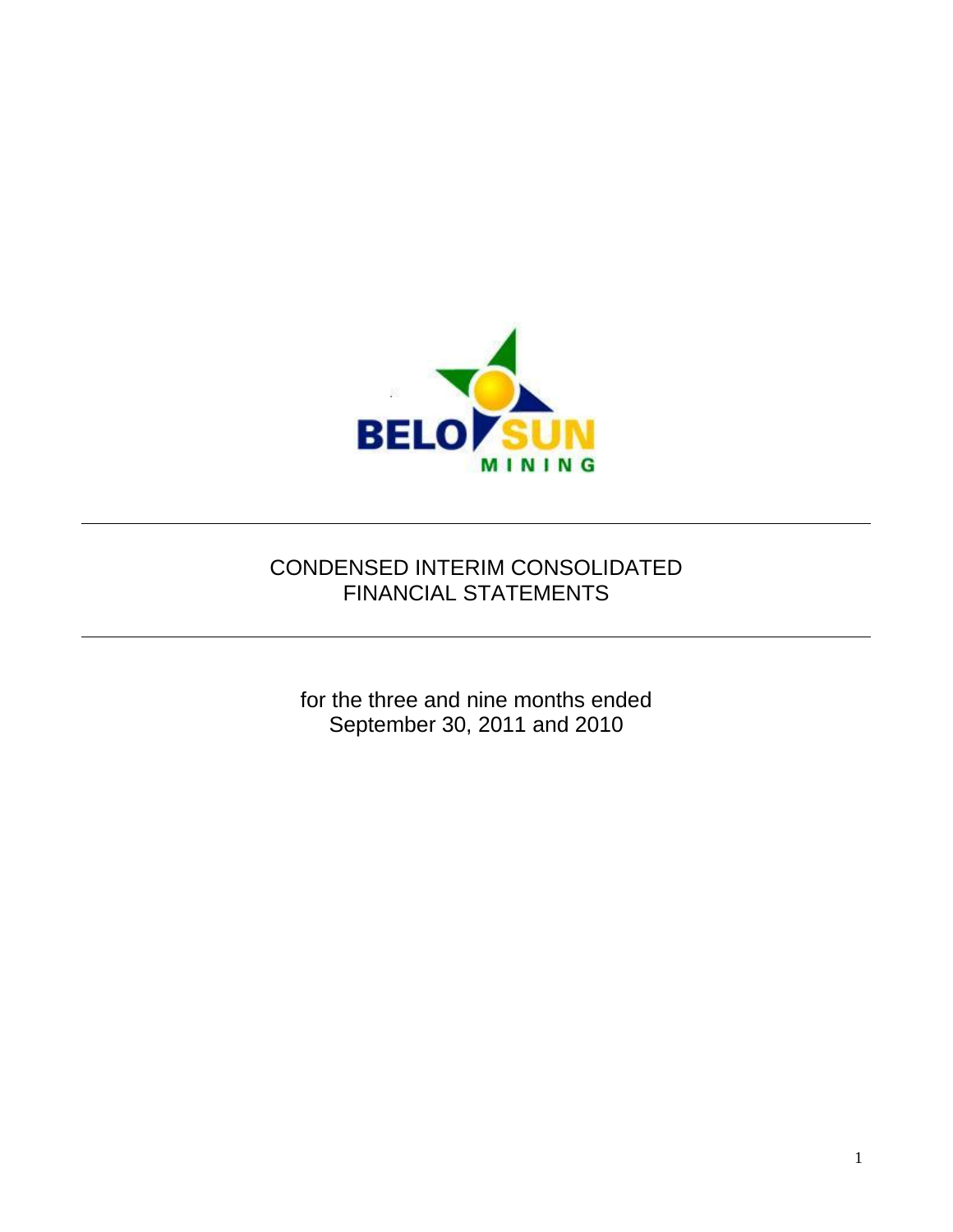BELO SUN MINING

# CONDENSED INTERIM CONSOLIDATED FINANCIAL STATEMENTS

for the three and nine months ended
September 30, 2011 and 2010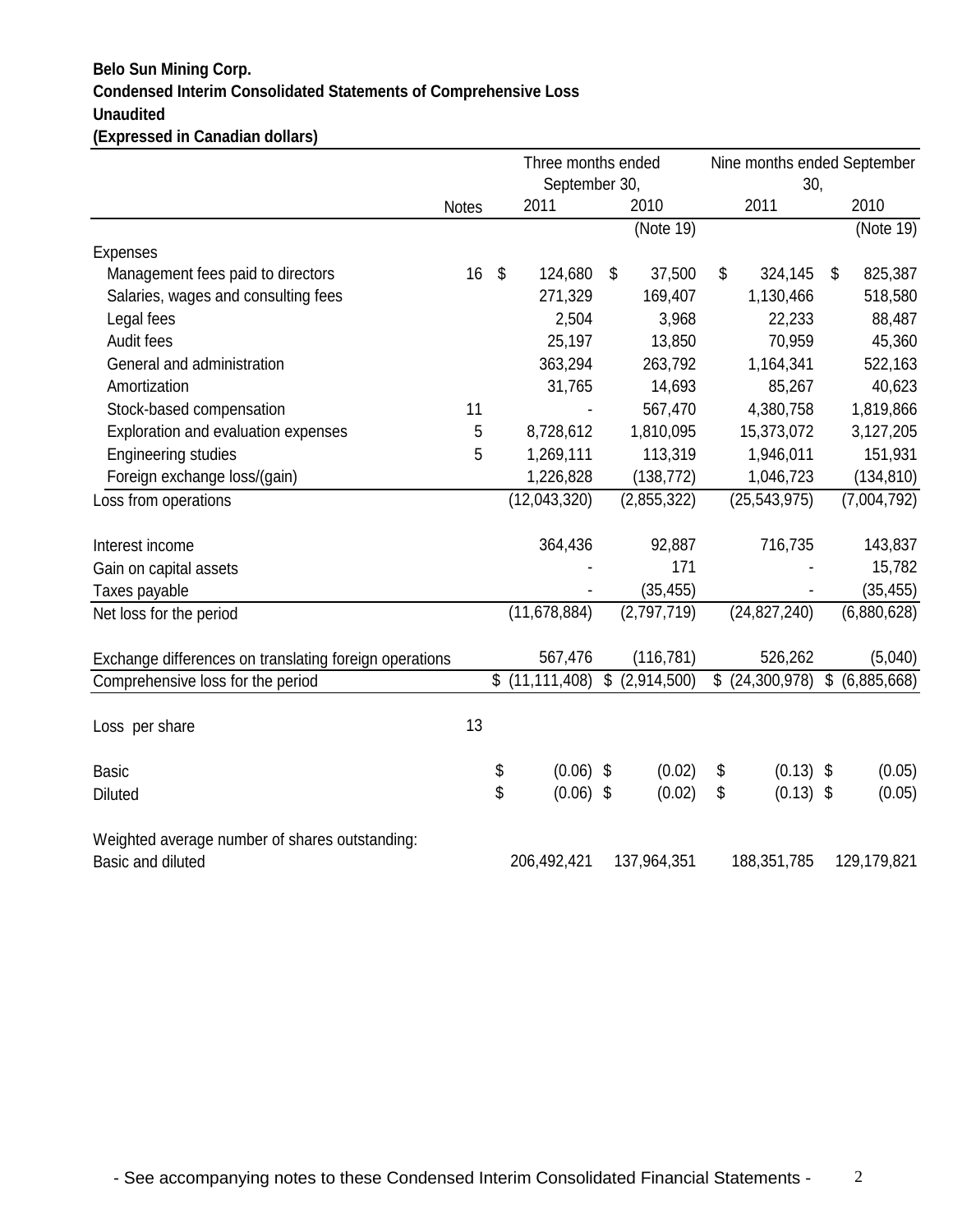**Belo Sun Mining Corp.**
**Condensed Interim Consolidated Statements of Comprehensive Loss**
**Unaudited**
**(Expressed in Canadian dollars)**

| | Notes | Three months ended September 30, | | Nine months ended September 30, | |
|---|---|---|---|---|---|
| | | 2011 | 2010 | 2011 | 2010 |
| | | | (Note 19) | | (Note 19) |
| Expenses | | | | | |
| Management fees paid to directors | 16 | $ 124,680 | $ 37,500 | $ 324,145 | $ 825,387 |
| Salaries, wages and consulting fees | | 271,329 | 169,407 | 1,130,466 | 518,580 |
| Legal fees | | 2,504 | 3,968 | 22,233 | 88,487 |
| Audit fees | | 25,197 | 13,850 | 70,959 | 45,360 |
| General and administration | | 363,294 | 263,792 | 1,164,341 | 522,163 |
| Amortization | | 31,765 | 14,693 | 85,267 | 40,623 |
| Stock-based compensation | 11 | - | 567,470 | 4,380,758 | 1,819,866 |
| Exploration and evaluation expenses | 5 | 8,728,612 | 1,810,095 | 15,373,072 | 3,127,205 |
| Engineering studies | 5 | 1,269,111 | 113,319 | 1,946,011 | 151,931 |
| Foreign exchange loss/(gain) | | 1,226,828 | (138,772) | 1,046,723 | (134,810) |
| Loss from operations | | (12,043,320) | (2,855,322) | (25,543,975) | (7,004,792) |
| Interest income | | 364,436 | 92,887 | 716,735 | 143,837 |
| Gain on capital assets | | - | 171 | - | 15,782 |
| Taxes payable | | - | (35,455) | - | (35,455) |
| Net loss for the period | | (11,678,884) | (2,797,719) | (24,827,240) | (6,880,628) |
| Exchange differences on translating foreign operations | | 567,476 | (116,781) | 526,262 | (5,040) |
| Comprehensive loss for the period | | $ (11,111,408) | $ (2,914,500) | $ (24,300,978) | $ (6,885,668) |
| Loss per share | 13 | | | | |
| Basic | | $ (0.06) | $ (0.02) | $ (0.13) | $ (0.05) |
| Diluted | | $ (0.06) | $ (0.02) | $ (0.13) | $ (0.05) |
| Weighted average number of shares outstanding: | | | | | |
| Basic and diluted | | 206,492,421 | 137,964,351 | 188,351,785 | 129,179,821 |

- See accompanying notes to these Condensed Interim Consolidated Financial Statements -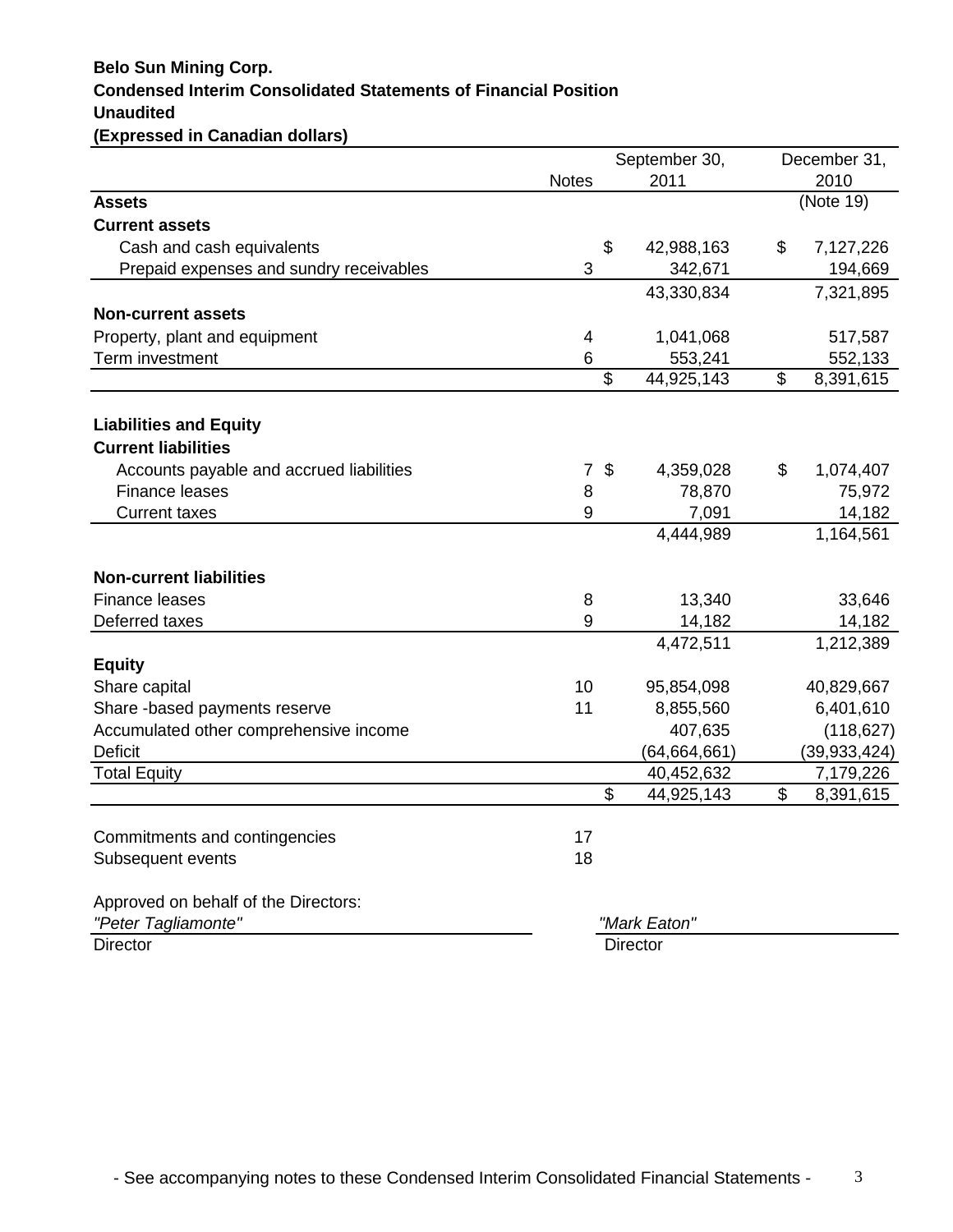**Belo Sun Mining Corp.**
**Condensed Interim Consolidated Statements of Financial Position**
**Unaudited**
**(Expressed in Canadian dollars)**

| | Notes | September 30, 2011 | December 31, 2010 (Note 19) |
|---|---|---|---|
| **Assets** | | | |
| **Current assets** | | | |
| Cash and cash equivalents | | $ 42,988,163 | $ 7,127,226 |
| Prepaid expenses and sundry receivables | 3 | 342,671 | 194,669 |
| | | 43,330,834 | 7,321,895 |
| **Non-current assets** | | | |
| Property, plant and equipment | 4 | 1,041,068 | 517,587 |
| Term investment | 6 | 553,241 | 552,133 |
| | | $ 44,925,143 | $ 8,391,615 |
| | | | |
| **Liabilities and Equity** | | | |
| **Current liabilities** | | | |
| Accounts payable and accrued liabilities | 7 | $ 4,359,028 | $ 1,074,407 |
| Finance leases | 8 | 78,870 | 75,972 |
| Current taxes | 9 | 7,091 | 14,182 |
| | | 4,444,989 | 1,164,561 |
| | | | |
| **Non-current liabilities** | | | |
| Finance leases | 8 | 13,340 | 33,646 |
| Deferred taxes | 9 | 14,182 | 14,182 |
| | | 4,472,511 | 1,212,389 |
| **Equity** | | | |
| Share capital | 10 | 95,854,098 | 40,829,667 |
| Share -based payments reserve | 11 | 8,855,560 | 6,401,610 |
| Accumulated other comprehensive income | | 407,635 | (118,627) |
| Deficit | | (64,664,661) | (39,933,424) |
| Total Equity | | 40,452,632 | 7,179,226 |
| | | $ 44,925,143 | $ 8,391,615 |

| | Notes |
|---|---|
| Commitments and contingencies | 17 |
| Subsequent events | 18 |

Approved on behalf of the Directors:

*"Peter Tagliamonte"*
Director

*"Mark Eaton"*
Director

- See accompanying notes to these Condensed Interim Consolidated Financial Statements -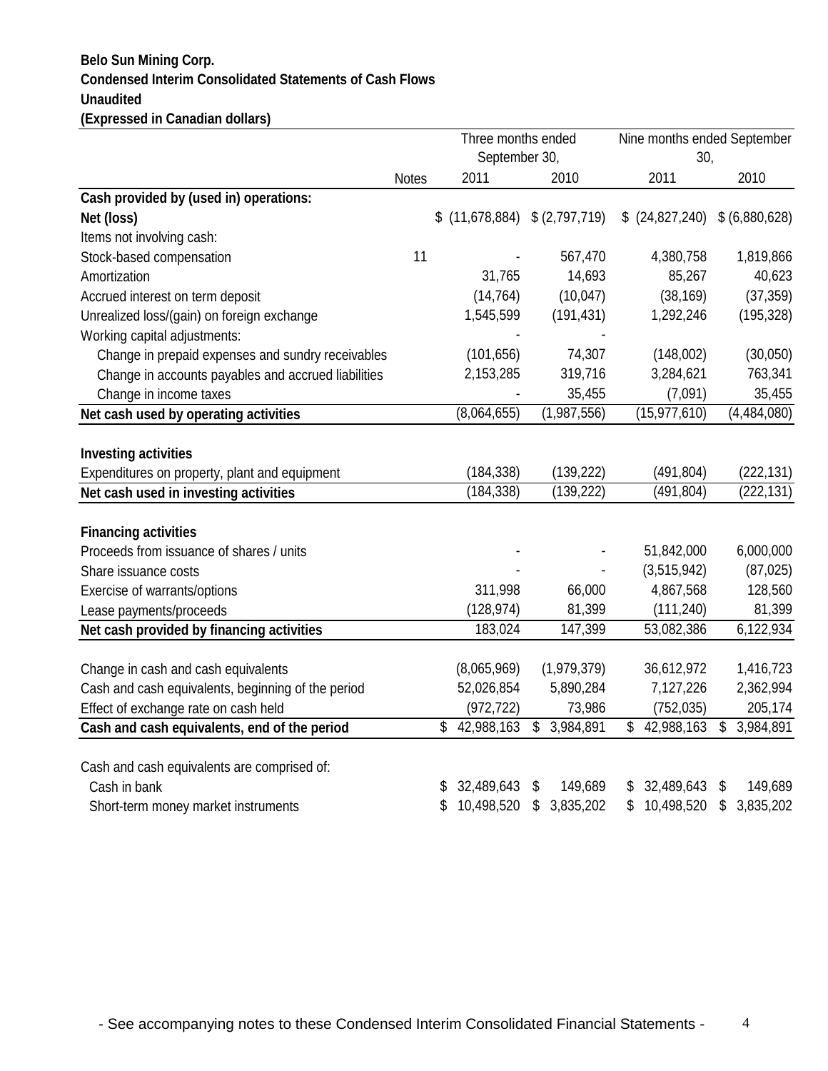**Belo Sun Mining Corp.**
**Condensed Interim Consolidated Statements of Cash Flows**
**Unaudited**
**(Expressed in Canadian dollars)**

| | Notes | Three months ended September 30, | | Nine months ended September 30, | |
|---|---|---|---|---|---|
| | | 2011 | 2010 | 2011 | 2010 |
| **Cash provided by (used in) operations:** | | | | | |
| **Net (loss)** | | $ (11,678,884) | $ (2,797,719) | $ (24,827,240) | $ (6,880,628) |
| Items not involving cash: | | | | | |
| Stock-based compensation | 11 | - | 567,470 | 4,380,758 | 1,819,866 |
| Amortization | | 31,765 | 14,693 | 85,267 | 40,623 |
| Accrued interest on term deposit | | (14,764) | (10,047) | (38,169) | (37,359) |
| Unrealized loss/(gain) on foreign exchange | | 1,545,599 | (191,431) | 1,292,246 | (195,328) |
| Working capital adjustments: | | - | - | | |
| Change in prepaid expenses and sundry receivables | | (101,656) | 74,307 | (148,002) | (30,050) |
| Change in accounts payables and accrued liabilities | | 2,153,285 | 319,716 | 3,284,621 | 763,341 |
| Change in income taxes | | - | 35,455 | (7,091) | 35,455 |
| **Net cash used by operating activities** | | (8,064,655) | (1,987,556) | (15,977,610) | (4,484,080) |
| **Investing activities** | | | | | |
| Expenditures on property, plant and equipment | | (184,338) | (139,222) | (491,804) | (222,131) |
| **Net cash used in investing activities** | | (184,338) | (139,222) | (491,804) | (222,131) |
| **Financing activities** | | | | | |
| Proceeds from issuance of shares / units | | - | - | 51,842,000 | 6,000,000 |
| Share issuance costs | | - | - | (3,515,942) | (87,025) |
| Exercise of warrants/options | | 311,998 | 66,000 | 4,867,568 | 128,560 |
| Lease payments/proceeds | | (128,974) | 81,399 | (111,240) | 81,399 |
| **Net cash provided by financing activities** | | 183,024 | 147,399 | 53,082,386 | 6,122,934 |
| Change in cash and cash equivalents | | (8,065,969) | (1,979,379) | 36,612,972 | 1,416,723 |
| Cash and cash equivalents, beginning of the period | | 52,026,854 | 5,890,284 | 7,127,226 | 2,362,994 |
| Effect of exchange rate on cash held | | (972,722) | 73,986 | (752,035) | 205,174 |
| **Cash and cash equivalents, end of the period** | | $ 42,988,163 | $ 3,984,891 | $ 42,988,163 | $ 3,984,891 |
| Cash and cash equivalents are comprised of: | | | | | |
| Cash in bank | | $ 32,489,643 | $ 149,689 | $ 32,489,643 | $ 149,689 |
| Short-term money market instruments | | $ 10,498,520 | $ 3,835,202 | $ 10,498,520 | $ 3,835,202 |

- See accompanying notes to these Condensed Interim Consolidated Financial Statements -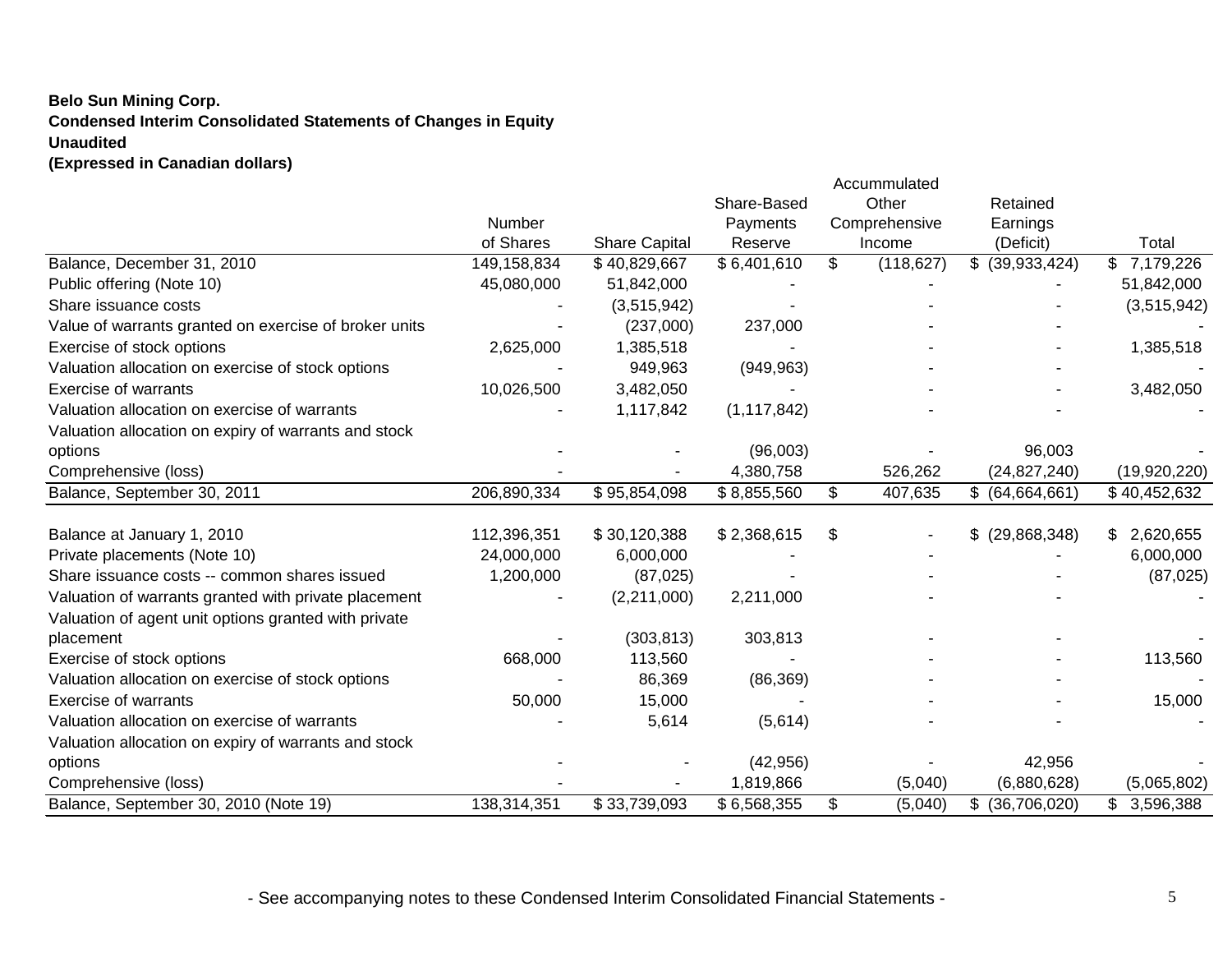**Belo Sun Mining Corp.**
**Condensed Interim Consolidated Statements of Changes in Equity**
**Unaudited**
**(Expressed in Canadian dollars)**

| | Number of Shares | Share Capital | Share-Based Payments Reserve | Accummulated Other Comprehensive Income | Retained Earnings (Deficit) | Total |
|---|---|---|---|---|---|---|
| Balance, December 31, 2010 | 149,158,834 | $ 40,829,667 | $ 6,401,610 | $ (118,627) | $ (39,933,424) | $ 7,179,226 |
| Public offering (Note 10) | 45,080,000 | 51,842,000 | - | - | - | 51,842,000 |
| Share issuance costs | - | (3,515,942) | - | - | - | (3,515,942) |
| Value of warrants granted on exercise of broker units | - | (237,000) | 237,000 | - | - | - |
| Exercise of stock options | 2,625,000 | 1,385,518 | - | - | - | 1,385,518 |
| Valuation allocation on exercise of stock options | - | 949,963 | (949,963) | - | - | - |
| Exercise of warrants | 10,026,500 | 3,482,050 | - | - | - | 3,482,050 |
| Valuation allocation on exercise of warrants | - | 1,117,842 | (1,117,842) | - | - | - |
| Valuation allocation on expiry of warrants and stock options | - | - | (96,003) | - | 96,003 | - |
| Comprehensive (loss) | - | - | 4,380,758 | 526,262 | (24,827,240) | (19,920,220) |
| Balance, September 30, 2011 | 206,890,334 | $ 95,854,098 | $ 8,855,560 | $ 407,635 | $ (64,664,661) | $ 40,452,632 |
| | | | | | | |
| Balance at January 1, 2010 | 112,396,351 | $ 30,120,388 | $ 2,368,615 | $ - | $ (29,868,348) | $ 2,620,655 |
| Private placements (Note 10) | 24,000,000 | 6,000,000 | - | - | - | 6,000,000 |
| Share issuance costs -- common shares issued | 1,200,000 | (87,025) | - | - | - | (87,025) |
| Valuation of warrants granted with private placement | - | (2,211,000) | 2,211,000 | - | - | - |
| Valuation of agent unit options granted with private placement | - | (303,813) | 303,813 | - | - | - |
| Exercise of stock options | 668,000 | 113,560 | - | - | - | 113,560 |
| Valuation allocation on exercise of stock options | - | 86,369 | (86,369) | - | - | - |
| Exercise of warrants | 50,000 | 15,000 | - | - | - | 15,000 |
| Valuation allocation on exercise of warrants | - | 5,614 | (5,614) | - | - | - |
| Valuation allocation on expiry of warrants and stock options | - | - | (42,956) | - | 42,956 | - |
| Comprehensive (loss) | - | - | 1,819,866 | (5,040) | (6,880,628) | (5,065,802) |
| Balance, September 30, 2010 (Note 19) | 138,314,351 | $ 33,739,093 | $ 6,568,355 | $ (5,040) | $ (36,706,020) | $ 3,596,388 |

- See accompanying notes to these Condensed Interim Consolidated Financial Statements -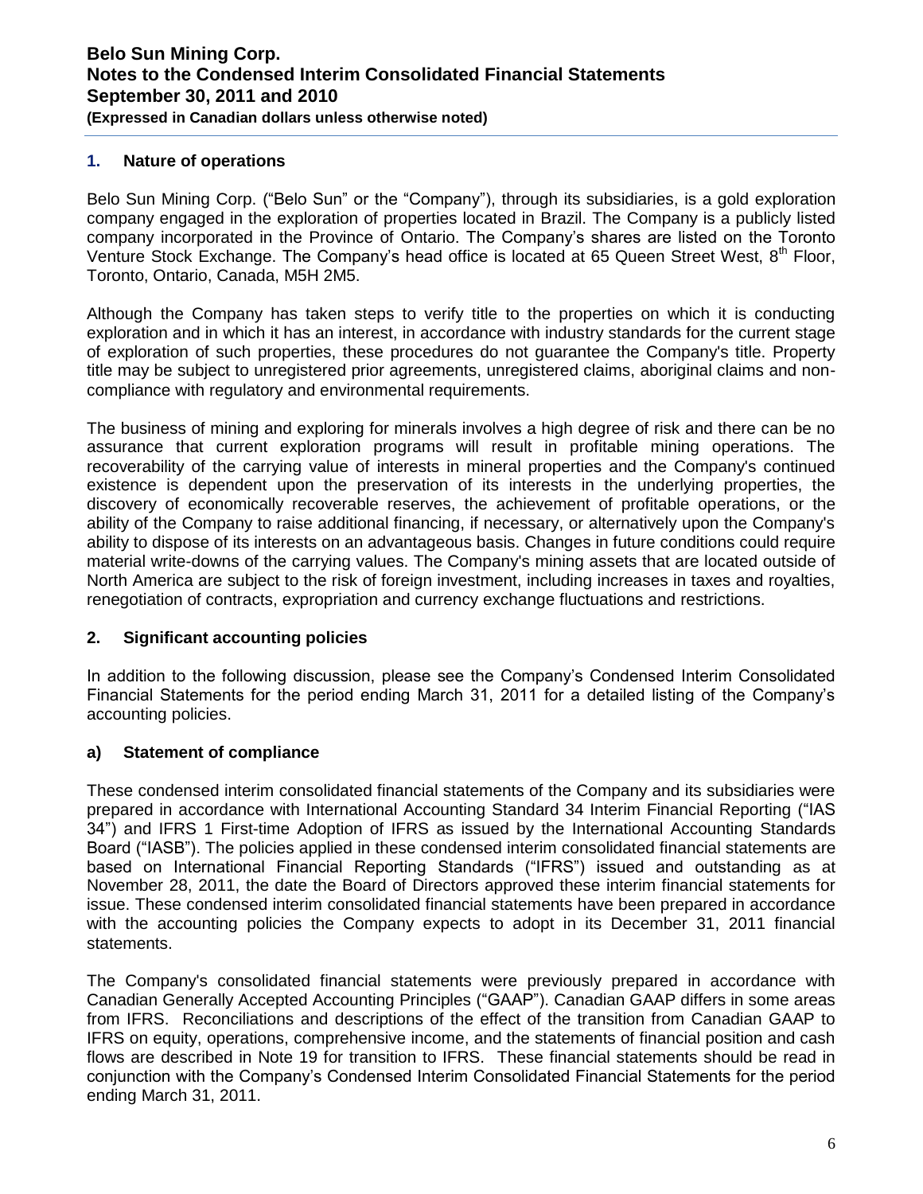## 1. Nature of operations

Belo Sun Mining Corp. ("Belo Sun" or the "Company"), through its subsidiaries, is a gold exploration company engaged in the exploration of properties located in Brazil. The Company is a publicly listed company incorporated in the Province of Ontario. The Company's shares are listed on the Toronto Venture Stock Exchange. The Company's head office is located at 65 Queen Street West, 8th Floor, Toronto, Ontario, Canada, M5H 2M5.

Although the Company has taken steps to verify title to the properties on which it is conducting exploration and in which it has an interest, in accordance with industry standards for the current stage of exploration of such properties, these procedures do not guarantee the Company's title. Property title may be subject to unregistered prior agreements, unregistered claims, aboriginal claims and non-compliance with regulatory and environmental requirements.

The business of mining and exploring for minerals involves a high degree of risk and there can be no assurance that current exploration programs will result in profitable mining operations. The recoverability of the carrying value of interests in mineral properties and the Company's continued existence is dependent upon the preservation of its interests in the underlying properties, the discovery of economically recoverable reserves, the achievement of profitable operations, or the ability of the Company to raise additional financing, if necessary, or alternatively upon the Company's ability to dispose of its interests on an advantageous basis. Changes in future conditions could require material write-downs of the carrying values. The Company's mining assets that are located outside of North America are subject to the risk of foreign investment, including increases in taxes and royalties, renegotiation of contracts, expropriation and currency exchange fluctuations and restrictions.

## 2. Significant accounting policies

In addition to the following discussion, please see the Company's Condensed Interim Consolidated Financial Statements for the period ending March 31, 2011 for a detailed listing of the Company's accounting policies.

### a) Statement of compliance

These condensed interim consolidated financial statements of the Company and its subsidiaries were prepared in accordance with International Accounting Standard 34 Interim Financial Reporting ("IAS 34") and IFRS 1 First-time Adoption of IFRS as issued by the International Accounting Standards Board ("IASB"). The policies applied in these condensed interim consolidated financial statements are based on International Financial Reporting Standards ("IFRS") issued and outstanding as at November 28, 2011, the date the Board of Directors approved these interim financial statements for issue. These condensed interim consolidated financial statements have been prepared in accordance with the accounting policies the Company expects to adopt in its December 31, 2011 financial statements.

The Company's consolidated financial statements were previously prepared in accordance with Canadian Generally Accepted Accounting Principles ("GAAP"). Canadian GAAP differs in some areas from IFRS. Reconciliations and descriptions of the effect of the transition from Canadian GAAP to IFRS on equity, operations, comprehensive income, and the statements of financial position and cash flows are described in Note 19 for transition to IFRS. These financial statements should be read in conjunction with the Company's Condensed Interim Consolidated Financial Statements for the period ending March 31, 2011.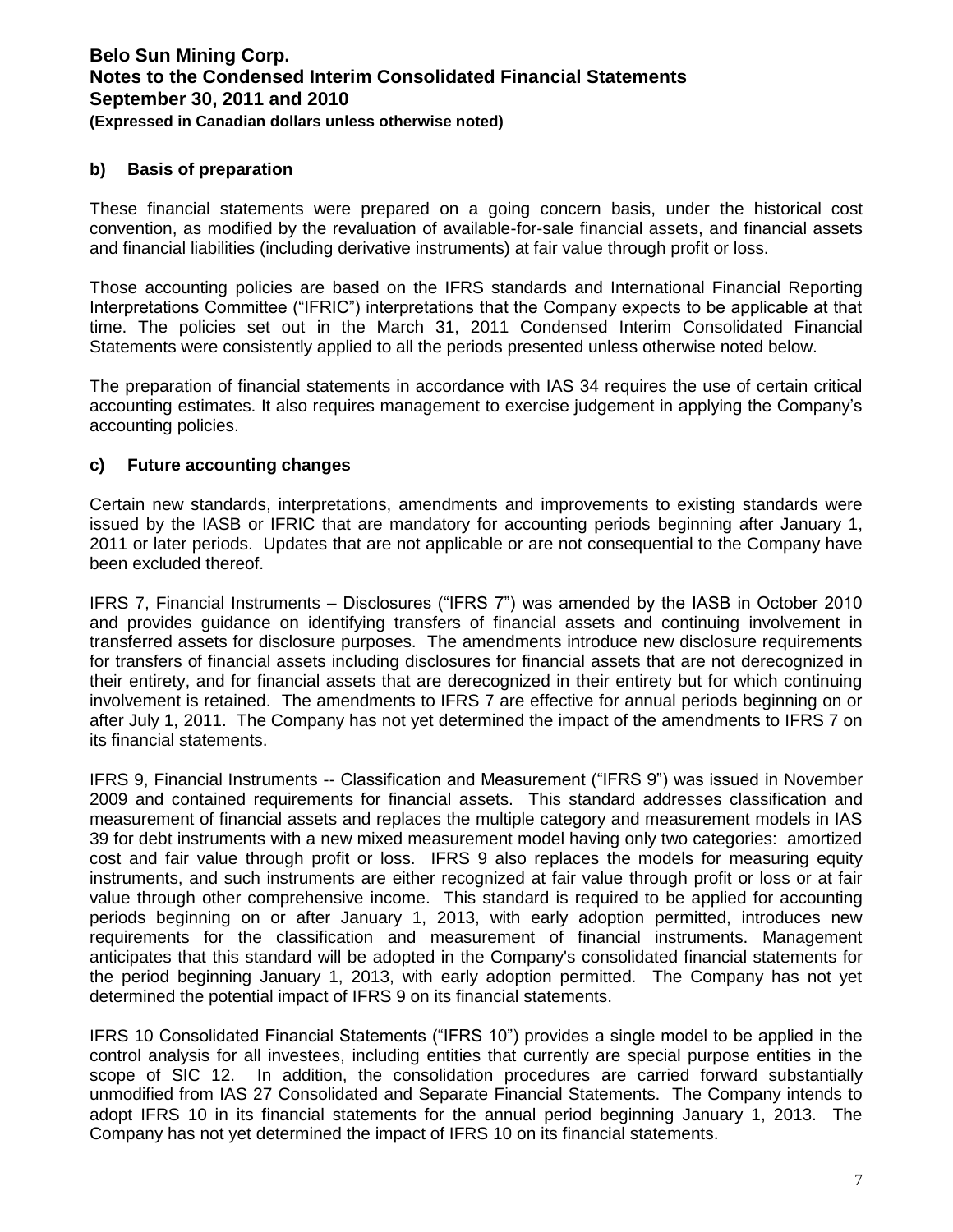### b) Basis of preparation

These financial statements were prepared on a going concern basis, under the historical cost convention, as modified by the revaluation of available-for-sale financial assets, and financial assets and financial liabilities (including derivative instruments) at fair value through profit or loss.

Those accounting policies are based on the IFRS standards and International Financial Reporting Interpretations Committee ("IFRIC") interpretations that the Company expects to be applicable at that time. The policies set out in the March 31, 2011 Condensed Interim Consolidated Financial Statements were consistently applied to all the periods presented unless otherwise noted below.

The preparation of financial statements in accordance with IAS 34 requires the use of certain critical accounting estimates. It also requires management to exercise judgement in applying the Company's accounting policies.

### c) Future accounting changes

Certain new standards, interpretations, amendments and improvements to existing standards were issued by the IASB or IFRIC that are mandatory for accounting periods beginning after January 1, 2011 or later periods. Updates that are not applicable or are not consequential to the Company have been excluded thereof.

IFRS 7, Financial Instruments – Disclosures ("IFRS 7") was amended by the IASB in October 2010 and provides guidance on identifying transfers of financial assets and continuing involvement in transferred assets for disclosure purposes. The amendments introduce new disclosure requirements for transfers of financial assets including disclosures for financial assets that are not derecognized in their entirety, and for financial assets that are derecognized in their entirety but for which continuing involvement is retained. The amendments to IFRS 7 are effective for annual periods beginning on or after July 1, 2011. The Company has not yet determined the impact of the amendments to IFRS 7 on its financial statements.

IFRS 9, Financial Instruments -- Classification and Measurement ("IFRS 9") was issued in November 2009 and contained requirements for financial assets. This standard addresses classification and measurement of financial assets and replaces the multiple category and measurement models in IAS 39 for debt instruments with a new mixed measurement model having only two categories: amortized cost and fair value through profit or loss. IFRS 9 also replaces the models for measuring equity instruments, and such instruments are either recognized at fair value through profit or loss or at fair value through other comprehensive income. This standard is required to be applied for accounting periods beginning on or after January 1, 2013, with early adoption permitted, introduces new requirements for the classification and measurement of financial instruments. Management anticipates that this standard will be adopted in the Company's consolidated financial statements for the period beginning January 1, 2013, with early adoption permitted. The Company has not yet determined the potential impact of IFRS 9 on its financial statements.

IFRS 10 Consolidated Financial Statements ("IFRS 10") provides a single model to be applied in the control analysis for all investees, including entities that currently are special purpose entities in the scope of SIC 12. In addition, the consolidation procedures are carried forward substantially unmodified from IAS 27 Consolidated and Separate Financial Statements. The Company intends to adopt IFRS 10 in its financial statements for the annual period beginning January 1, 2013. The Company has not yet determined the impact of IFRS 10 on its financial statements.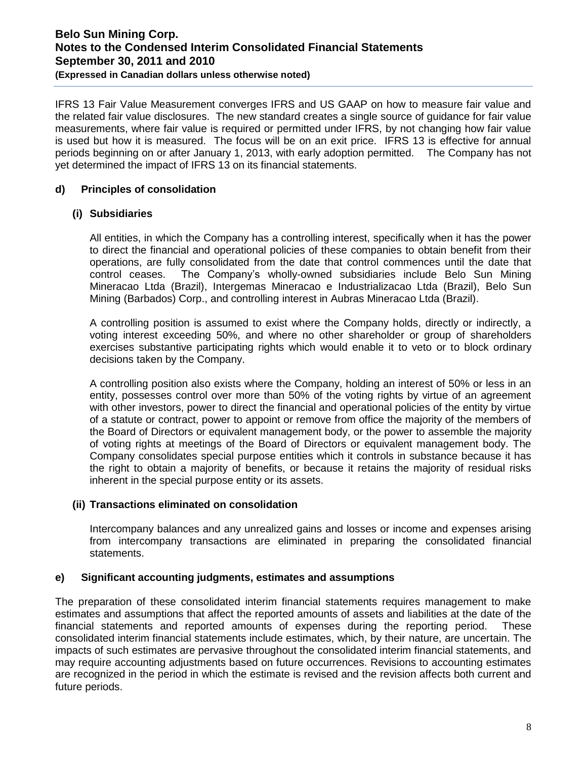IFRS 13 Fair Value Measurement converges IFRS and US GAAP on how to measure fair value and the related fair value disclosures. The new standard creates a single source of guidance for fair value measurements, where fair value is required or permitted under IFRS, by not changing how fair value is used but how it is measured. The focus will be on an exit price. IFRS 13 is effective for annual periods beginning on or after January 1, 2013, with early adoption permitted. The Company has not yet determined the impact of IFRS 13 on its financial statements.

### d) Principles of consolidation

#### (i) Subsidiaries

All entities, in which the Company has a controlling interest, specifically when it has the power to direct the financial and operational policies of these companies to obtain benefit from their operations, are fully consolidated from the date that control commences until the date that control ceases. The Company's wholly-owned subsidiaries include Belo Sun Mining Mineracao Ltda (Brazil), Intergemas Mineracao e Industrializacao Ltda (Brazil), Belo Sun Mining (Barbados) Corp., and controlling interest in Aubras Mineracao Ltda (Brazil).

A controlling position is assumed to exist where the Company holds, directly or indirectly, a voting interest exceeding 50%, and where no other shareholder or group of shareholders exercises substantive participating rights which would enable it to veto or to block ordinary decisions taken by the Company.

A controlling position also exists where the Company, holding an interest of 50% or less in an entity, possesses control over more than 50% of the voting rights by virtue of an agreement with other investors, power to direct the financial and operational policies of the entity by virtue of a statute or contract, power to appoint or remove from office the majority of the members of the Board of Directors or equivalent management body, or the power to assemble the majority of voting rights at meetings of the Board of Directors or equivalent management body. The Company consolidates special purpose entities which it controls in substance because it has the right to obtain a majority of benefits, or because it retains the majority of residual risks inherent in the special purpose entity or its assets.

#### (ii) Transactions eliminated on consolidation

Intercompany balances and any unrealized gains and losses or income and expenses arising from intercompany transactions are eliminated in preparing the consolidated financial statements.

### e) Significant accounting judgments, estimates and assumptions

The preparation of these consolidated interim financial statements requires management to make estimates and assumptions that affect the reported amounts of assets and liabilities at the date of the financial statements and reported amounts of expenses during the reporting period. These consolidated interim financial statements include estimates, which, by their nature, are uncertain. The impacts of such estimates are pervasive throughout the consolidated interim financial statements, and may require accounting adjustments based on future occurrences. Revisions to accounting estimates are recognized in the period in which the estimate is revised and the revision affects both current and future periods.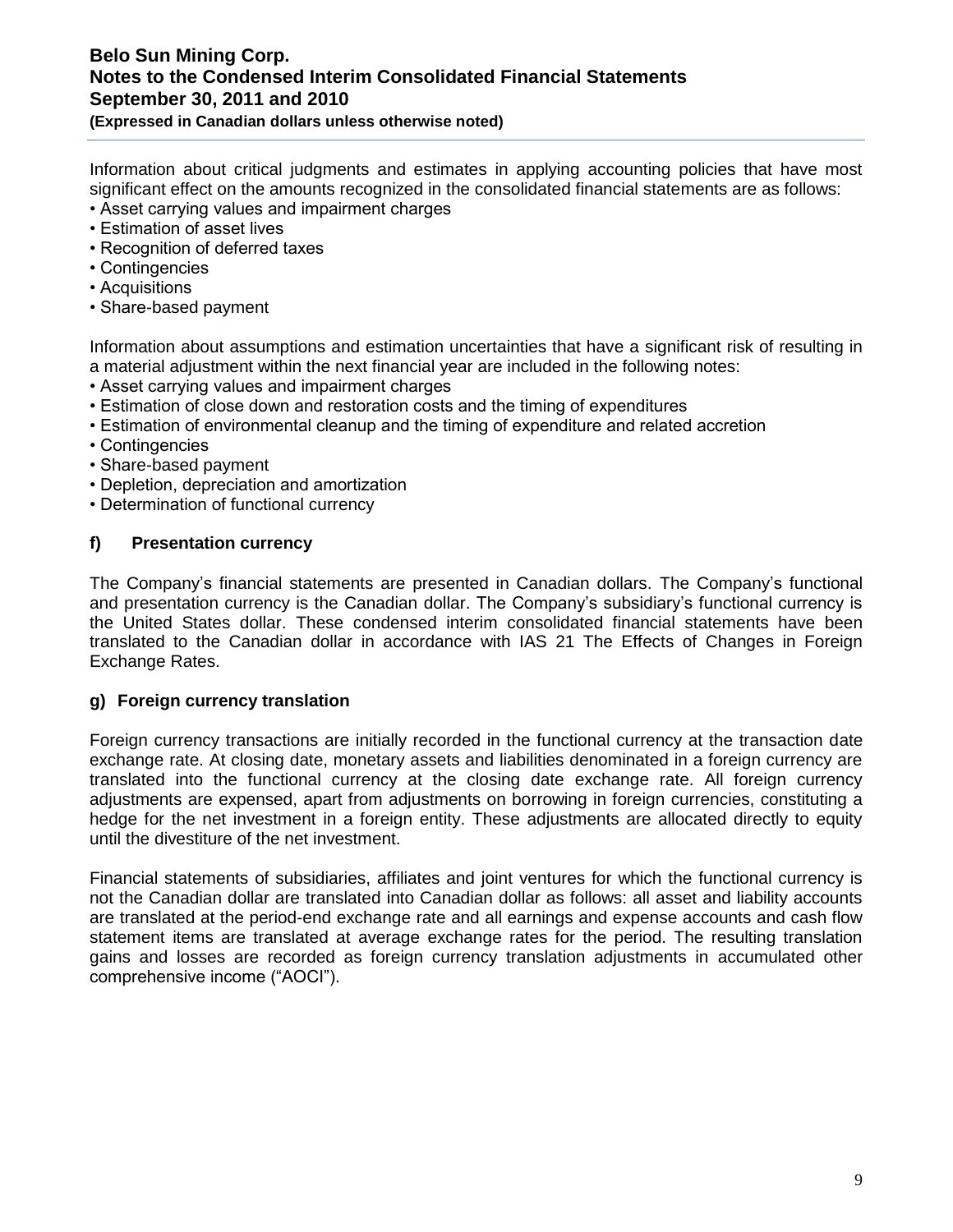Information about critical judgments and estimates in applying accounting policies that have most significant effect on the amounts recognized in the consolidated financial statements are as follows:

- Asset carrying values and impairment charges
- Estimation of asset lives
- Recognition of deferred taxes
- Contingencies
- Acquisitions
- Share-based payment

Information about assumptions and estimation uncertainties that have a significant risk of resulting in a material adjustment within the next financial year are included in the following notes:

- Asset carrying values and impairment charges
- Estimation of close down and restoration costs and the timing of expenditures
- Estimation of environmental cleanup and the timing of expenditure and related accretion
- Contingencies
- Share-based payment
- Depletion, depreciation and amortization
- Determination of functional currency

### f) Presentation currency

The Company's financial statements are presented in Canadian dollars. The Company's functional and presentation currency is the Canadian dollar. The Company's subsidiary's functional currency is the United States dollar. These condensed interim consolidated financial statements have been translated to the Canadian dollar in accordance with IAS 21 The Effects of Changes in Foreign Exchange Rates.

### g) Foreign currency translation

Foreign currency transactions are initially recorded in the functional currency at the transaction date exchange rate. At closing date, monetary assets and liabilities denominated in a foreign currency are translated into the functional currency at the closing date exchange rate. All foreign currency adjustments are expensed, apart from adjustments on borrowing in foreign currencies, constituting a hedge for the net investment in a foreign entity. These adjustments are allocated directly to equity until the divestiture of the net investment.

Financial statements of subsidiaries, affiliates and joint ventures for which the functional currency is not the Canadian dollar are translated into Canadian dollar as follows: all asset and liability accounts are translated at the period-end exchange rate and all earnings and expense accounts and cash flow statement items are translated at average exchange rates for the period. The resulting translation gains and losses are recorded as foreign currency translation adjustments in accumulated other comprehensive income ("AOCI").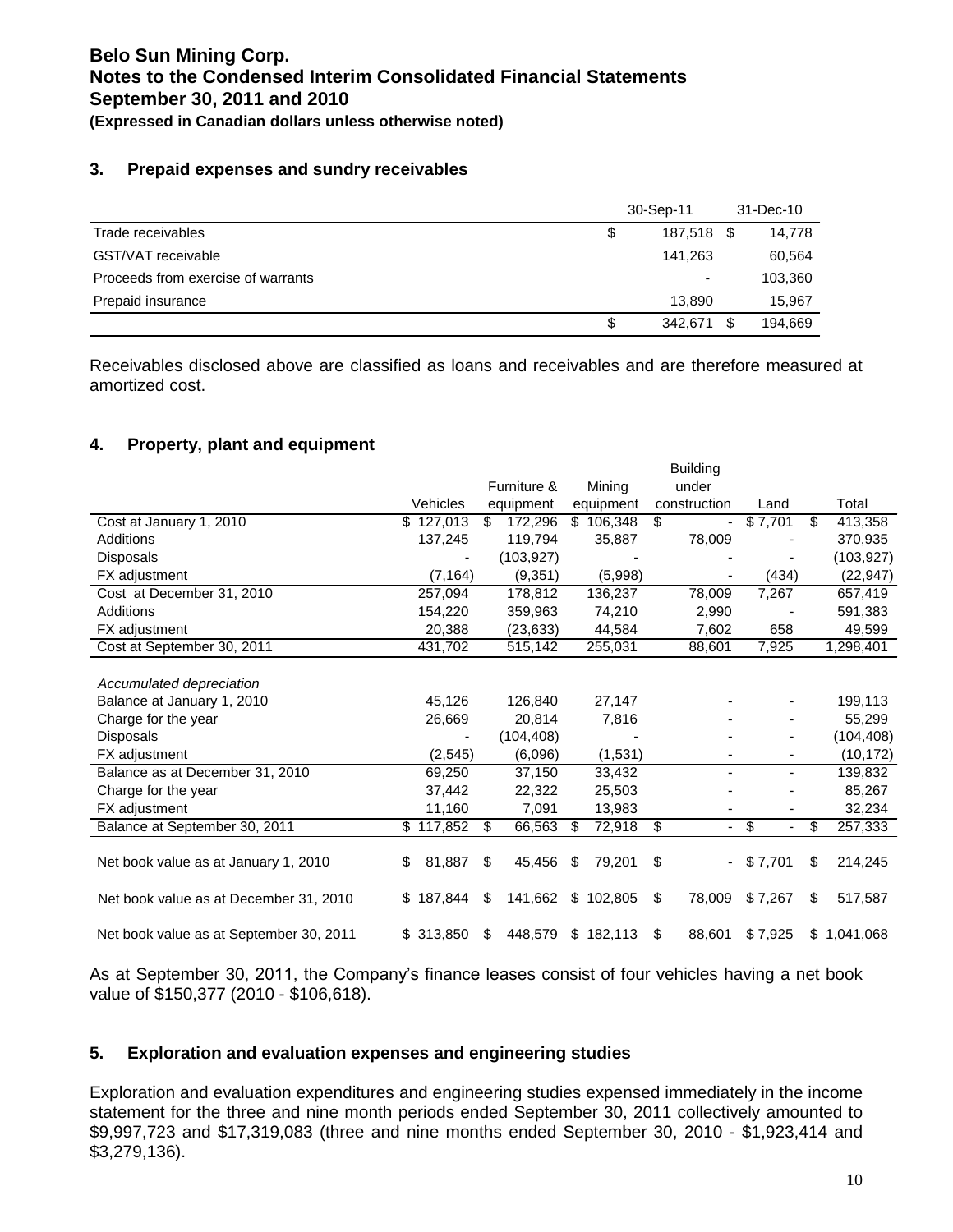## 3. Prepaid expenses and sundry receivables

| | 30-Sep-11 | 31-Dec-10 |
|---|---|---|
| Trade receivables | $ 187,518 | $ 14,778 |
| GST/VAT receivable | 141,263 | 60,564 |
| Proceeds from exercise of warrants | - | 103,360 |
| Prepaid insurance | 13,890 | 15,967 |
| | $ 342,671 | $ 194,669 |

Receivables disclosed above are classified as loans and receivables and are therefore measured at amortized cost.

## 4. Property, plant and equipment

| | Vehicles | Furniture & equipment | Mining equipment | Building under construction | Land | Total |
|---|---|---|---|---|---|---|
| Cost at January 1, 2010 | $ 127,013 | $ 172,296 | $ 106,348 | $ - | $ 7,701 | $ 413,358 |
| Additions | 137,245 | 119,794 | 35,887 | 78,009 | - | 370,935 |
| Disposals | - | (103,927) | - | - | - | (103,927) |
| FX adjustment | (7,164) | (9,351) | (5,998) | - | (434) | (22,947) |
| Cost at December 31, 2010 | 257,094 | 178,812 | 136,237 | 78,009 | 7,267 | 657,419 |
| Additions | 154,220 | 359,963 | 74,210 | 2,990 | - | 591,383 |
| FX adjustment | 20,388 | (23,633) | 44,584 | 7,602 | 658 | 49,599 |
| Cost at September 30, 2011 | 431,702 | 515,142 | 255,031 | 88,601 | 7,925 | 1,298,401 |
| | | | | | | |
| *Accumulated depreciation* | | | | | | |
| Balance at January 1, 2010 | 45,126 | 126,840 | 27,147 | - | - | 199,113 |
| Charge for the year | 26,669 | 20,814 | 7,816 | - | - | 55,299 |
| Disposals | - | (104,408) | - | - | - | (104,408) |
| FX adjustment | (2,545) | (6,096) | (1,531) | - | - | (10,172) |
| Balance as at December 31, 2010 | 69,250 | 37,150 | 33,432 | - | - | 139,832 |
| Charge for the year | 37,442 | 22,322 | 25,503 | - | - | 85,267 |
| FX adjustment | 11,160 | 7,091 | 13,983 | - | - | 32,234 |
| Balance at September 30, 2011 | $ 117,852 | $ 66,563 | $ 72,918 | $ - | $ - | $ 257,333 |
| | | | | | | |
| Net book value as at January 1, 2010 | $ 81,887 | $ 45,456 | $ 79,201 | $ - | $ 7,701 | $ 214,245 |
| Net book value as at December 31, 2010 | $ 187,844 | $ 141,662 | $ 102,805 | $ 78,009 | $ 7,267 | $ 517,587 |
| Net book value as at September 30, 2011 | $ 313,850 | $ 448,579 | $ 182,113 | $ 88,601 | $ 7,925 | $ 1,041,068 |

As at September 30, 2011, the Company's finance leases consist of four vehicles having a net book value of $150,377 (2010 - $106,618).

## 5. Exploration and evaluation expenses and engineering studies

Exploration and evaluation expenditures and engineering studies expensed immediately in the income statement for the three and nine month periods ended September 30, 2011 collectively amounted to $9,997,723 and $17,319,083 (three and nine months ended September 30, 2010 - $1,923,414 and $3,279,136).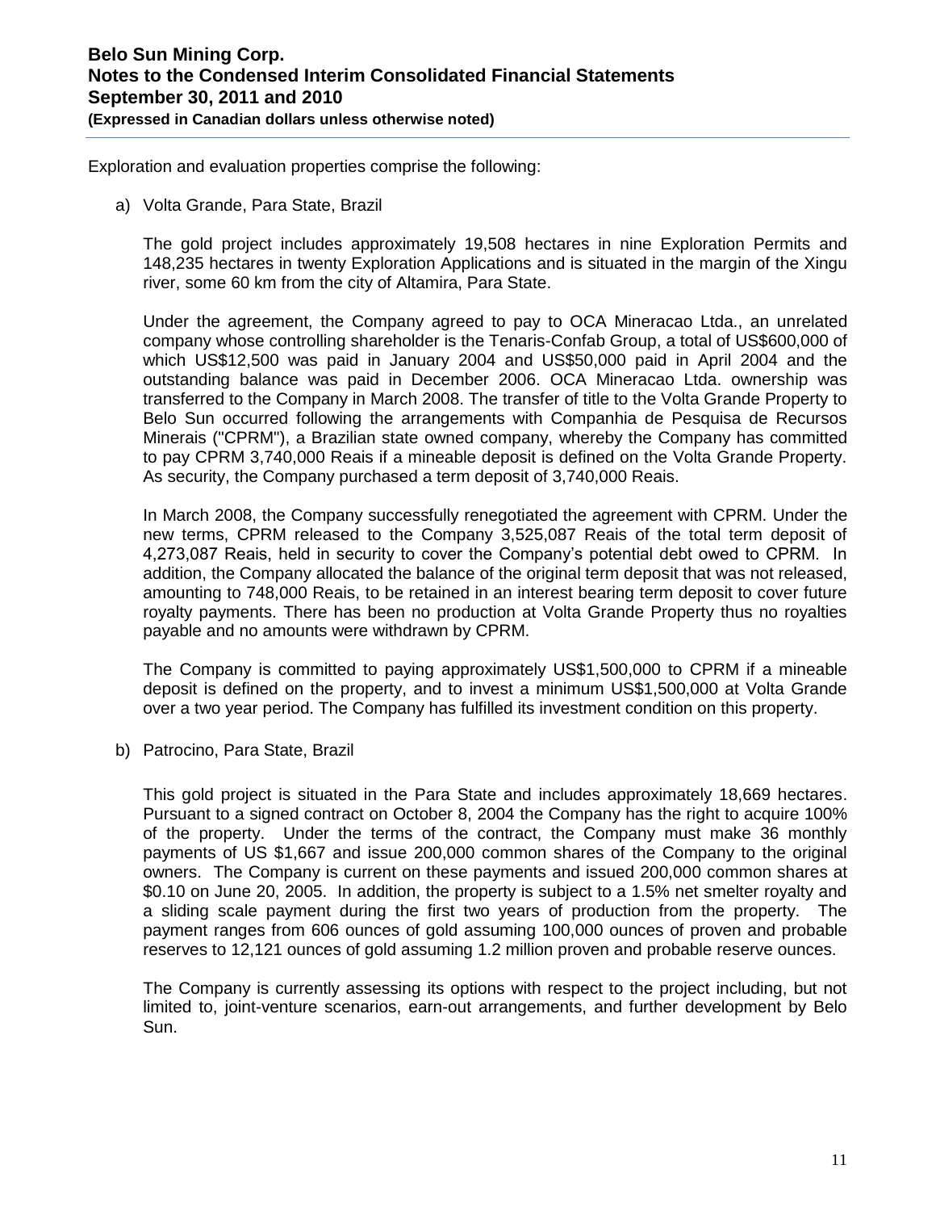Exploration and evaluation properties comprise the following:

a) Volta Grande, Para State, Brazil

The gold project includes approximately 19,508 hectares in nine Exploration Permits and 148,235 hectares in twenty Exploration Applications and is situated in the margin of the Xingu river, some 60 km from the city of Altamira, Para State.

Under the agreement, the Company agreed to pay to OCA Mineracao Ltda., an unrelated company whose controlling shareholder is the Tenaris-Confab Group, a total of US$600,000 of which US$12,500 was paid in January 2004 and US$50,000 paid in April 2004 and the outstanding balance was paid in December 2006. OCA Mineracao Ltda. ownership was transferred to the Company in March 2008. The transfer of title to the Volta Grande Property to Belo Sun occurred following the arrangements with Companhia de Pesquisa de Recursos Minerais ("CPRM"), a Brazilian state owned company, whereby the Company has committed to pay CPRM 3,740,000 Reais if a mineable deposit is defined on the Volta Grande Property. As security, the Company purchased a term deposit of 3,740,000 Reais.

In March 2008, the Company successfully renegotiated the agreement with CPRM. Under the new terms, CPRM released to the Company 3,525,087 Reais of the total term deposit of 4,273,087 Reais, held in security to cover the Company's potential debt owed to CPRM. In addition, the Company allocated the balance of the original term deposit that was not released, amounting to 748,000 Reais, to be retained in an interest bearing term deposit to cover future royalty payments. There has been no production at Volta Grande Property thus no royalties payable and no amounts were withdrawn by CPRM.

The Company is committed to paying approximately US$1,500,000 to CPRM if a mineable deposit is defined on the property, and to invest a minimum US$1,500,000 at Volta Grande over a two year period. The Company has fulfilled its investment condition on this property.

b) Patrocino, Para State, Brazil

This gold project is situated in the Para State and includes approximately 18,669 hectares. Pursuant to a signed contract on October 8, 2004 the Company has the right to acquire 100% of the property. Under the terms of the contract, the Company must make 36 monthly payments of US $1,667 and issue 200,000 common shares of the Company to the original owners. The Company is current on these payments and issued 200,000 common shares at $0.10 on June 20, 2005. In addition, the property is subject to a 1.5% net smelter royalty and a sliding scale payment during the first two years of production from the property. The payment ranges from 606 ounces of gold assuming 100,000 ounces of proven and probable reserves to 12,121 ounces of gold assuming 1.2 million proven and probable reserve ounces.

The Company is currently assessing its options with respect to the project including, but not limited to, joint-venture scenarios, earn-out arrangements, and further development by Belo Sun.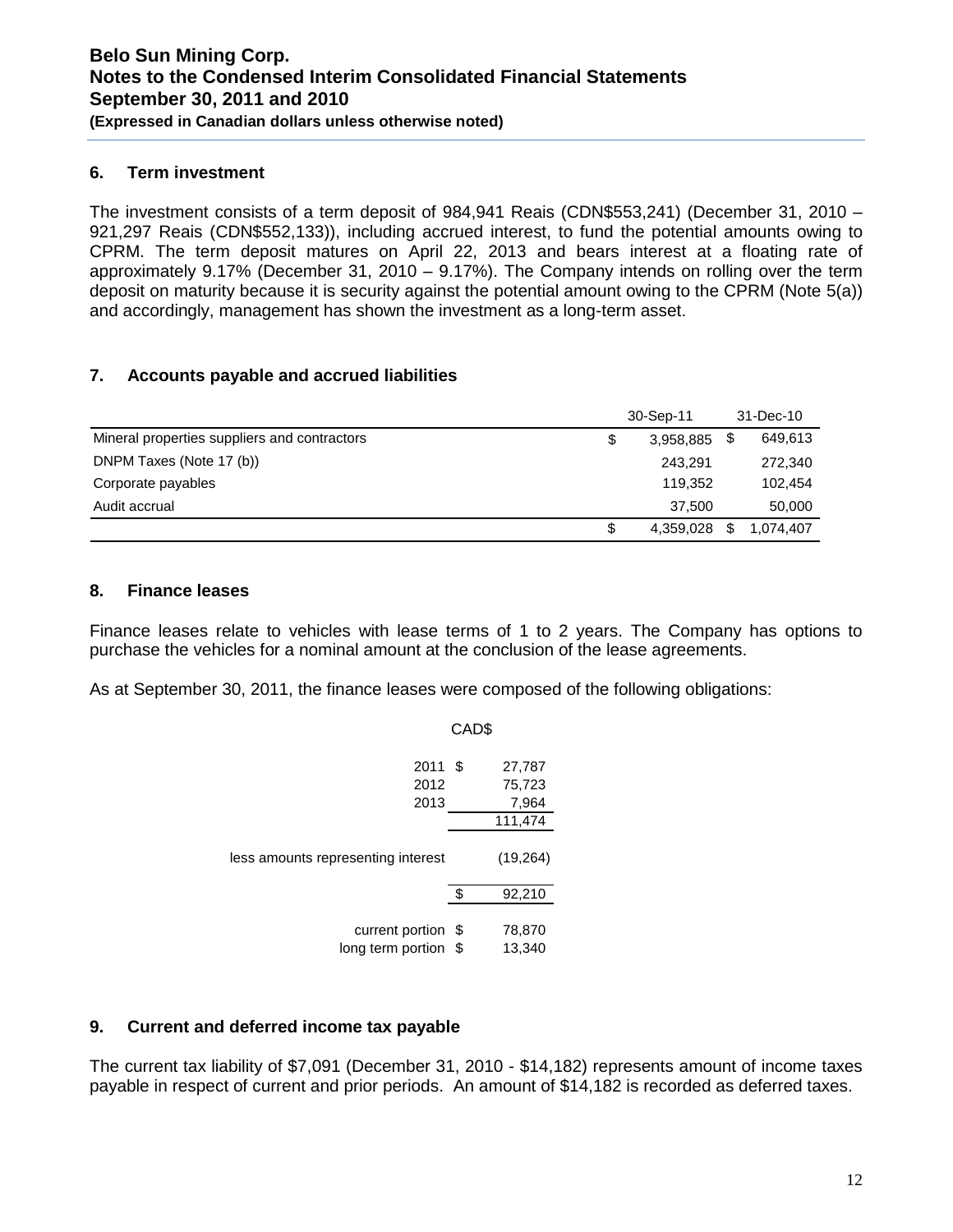## 6. Term investment

The investment consists of a term deposit of 984,941 Reais (CDN$553,241) (December 31, 2010 – 921,297 Reais (CDN$552,133)), including accrued interest, to fund the potential amounts owing to CPRM. The term deposit matures on April 22, 2013 and bears interest at a floating rate of approximately 9.17% (December 31, 2010 – 9.17%). The Company intends on rolling over the term deposit on maturity because it is security against the potential amount owing to the CPRM (Note 5(a)) and accordingly, management has shown the investment as a long-term asset.

## 7. Accounts payable and accrued liabilities

| | 30-Sep-11 | 31-Dec-10 |
|---|---|---|
| Mineral properties suppliers and contractors | $ 3,958,885 | $ 649,613 |
| DNPM Taxes (Note 17 (b)) | 243,291 | 272,340 |
| Corporate payables | 119,352 | 102,454 |
| Audit accrual | 37,500 | 50,000 |
| | $ 4,359,028 | $ 1,074,407 |

## 8. Finance leases

Finance leases relate to vehicles with lease terms of 1 to 2 years. The Company has options to purchase the vehicles for a nominal amount at the conclusion of the lease agreements.

As at September 30, 2011, the finance leases were composed of the following obligations:

| | CAD$ |
|---|---|
| 2011 | $ 27,787 |
| 2012 | 75,723 |
| 2013 | 7,964 |
| | 111,474 |
| less amounts representing interest | (19,264) |
| | $ 92,210 |
| current portion | $ 78,870 |
| long term portion | $ 13,340 |

## 9. Current and deferred income tax payable

The current tax liability of $7,091 (December 31, 2010 - $14,182) represents amount of income taxes payable in respect of current and prior periods. An amount of $14,182 is recorded as deferred taxes.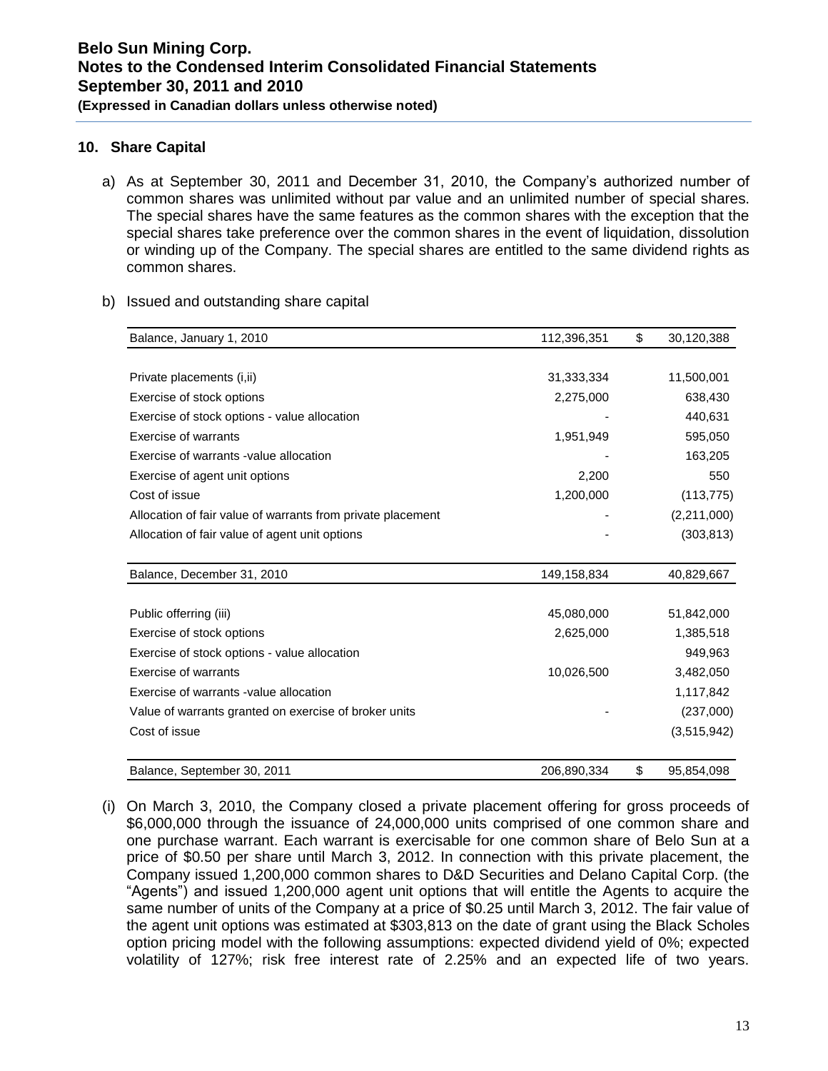## 10. Share Capital

a) As at September 30, 2011 and December 31, 2010, the Company's authorized number of common shares was unlimited without par value and an unlimited number of special shares. The special shares have the same features as the common shares with the exception that the special shares take preference over the common shares in the event of liquidation, dissolution or winding up of the Company. The special shares are entitled to the same dividend rights as common shares.

b) Issued and outstanding share capital

| | | |
|---|---|---|
| Balance, January 1, 2010 | 112,396,351 | $ 30,120,388 |
| Private placements (i,ii) | 31,333,334 | 11,500,001 |
| Exercise of stock options | 2,275,000 | 638,430 |
| Exercise of stock options - value allocation | - | 440,631 |
| Exercise of warrants | 1,951,949 | 595,050 |
| Exercise of warrants -value allocation | - | 163,205 |
| Exercise of agent unit options | 2,200 | 550 |
| Cost of issue | 1,200,000 | (113,775) |
| Allocation of fair value of warrants from private placement | - | (2,211,000) |
| Allocation of fair value of agent unit options | - | (303,813) |
| Balance, December 31, 2010 | 149,158,834 | 40,829,667 |
| Public offerring (iii) | 45,080,000 | 51,842,000 |
| Exercise of stock options | 2,625,000 | 1,385,518 |
| Exercise of stock options - value allocation | | 949,963 |
| Exercise of warrants | 10,026,500 | 3,482,050 |
| Exercise of warrants -value allocation | | 1,117,842 |
| Value of warrants granted on exercise of broker units | - | (237,000) |
| Cost of issue | | (3,515,942) |
| Balance, September 30, 2011 | 206,890,334 | $ 95,854,098 |

(i) On March 3, 2010, the Company closed a private placement offering for gross proceeds of \$6,000,000 through the issuance of 24,000,000 units comprised of one common share and one purchase warrant. Each warrant is exercisable for one common share of Belo Sun at a price of \$0.50 per share until March 3, 2012. In connection with this private placement, the Company issued 1,200,000 common shares to D&D Securities and Delano Capital Corp. (the "Agents") and issued 1,200,000 agent unit options that will entitle the Agents to acquire the same number of units of the Company at a price of \$0.25 until March 3, 2012. The fair value of the agent unit options was estimated at \$303,813 on the date of grant using the Black Scholes option pricing model with the following assumptions: expected dividend yield of 0%; expected volatility of 127%; risk free interest rate of 2.25% and an expected life of two years.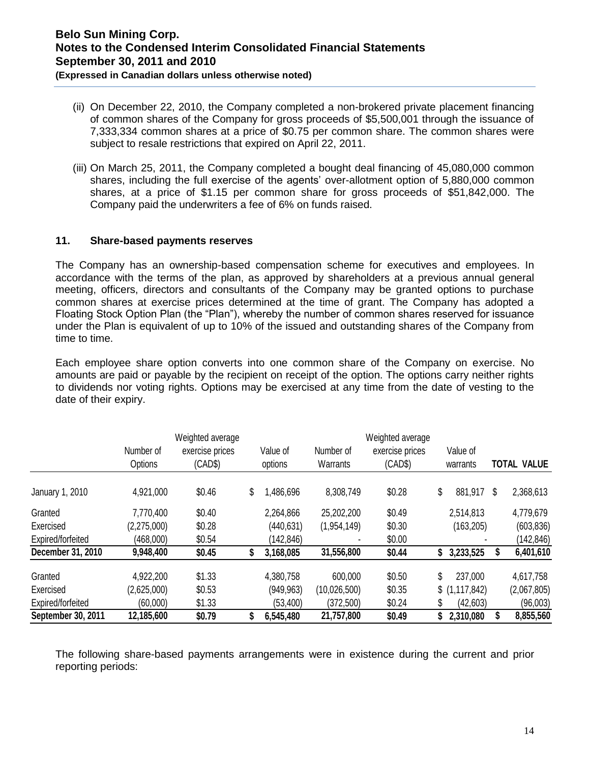(ii) On December 22, 2010, the Company completed a non-brokered private placement financing of common shares of the Company for gross proceeds of $5,500,001 through the issuance of 7,333,334 common shares at a price of $0.75 per common share. The common shares were subject to resale restrictions that expired on April 22, 2011.

(iii) On March 25, 2011, the Company completed a bought deal financing of 45,080,000 common shares, including the full exercise of the agents' over-allotment option of 5,880,000 common shares, at a price of $1.15 per common share for gross proceeds of $51,842,000. The Company paid the underwriters a fee of 6% on funds raised.

## 11. Share-based payments reserves

The Company has an ownership-based compensation scheme for executives and employees. In accordance with the terms of the plan, as approved by shareholders at a previous annual general meeting, officers, directors and consultants of the Company may be granted options to purchase common shares at exercise prices determined at the time of grant. The Company has adopted a Floating Stock Option Plan (the "Plan"), whereby the number of common shares reserved for issuance under the Plan is equivalent of up to 10% of the issued and outstanding shares of the Company from time to time.

Each employee share option converts into one common share of the Company on exercise. No amounts are paid or payable by the recipient on receipt of the option. The options carry neither rights to dividends nor voting rights. Options may be exercised at any time from the date of vesting to the date of their expiry.

| | Number of Options | Weighted average exercise prices (CAD$) | Value of options | Number of Warrants | Weighted average exercise prices (CAD$) | Value of warrants | TOTAL VALUE |
|---|---|---|---|---|---|---|---|
| January 1, 2010 | 4,921,000 | $0.46 | $ 1,486,696 | 8,308,749 | $0.28 | $ 881,917 | $ 2,368,613 |
| Granted | 7,770,400 | $0.40 | 2,264,866 | 25,202,200 | $0.49 | 2,514,813 | 4,779,679 |
| Exercised | (2,275,000) | $0.28 | (440,631) | (1,954,149) | $0.30 | (163,205) | (603,836) |
| Expired/forfeited | (468,000) | $0.54 | (142,846) | - | $0.00 | - | (142,846) |
| **December 31, 2010** | **9,948,400** | **$0.45** | **$ 3,168,085** | **31,556,800** | **$0.44** | **$ 3,233,525** | **$ 6,401,610** |
| Granted | 4,922,200 | $1.33 | 4,380,758 | 600,000 | $0.50 | $ 237,000 | 4,617,758 |
| Exercised | (2,625,000) | $0.53 | (949,963) | (10,026,500) | $0.35 | $ (1,117,842) | (2,067,805) |
| Expired/forfeited | (60,000) | $1.33 | (53,400) | (372,500) | $0.24 | $ (42,603) | (96,003) |
| **September 30, 2011** | **12,185,600** | **$0.79** | **$ 6,545,480** | **21,757,800** | **$0.49** | **$ 2,310,080** | **$ 8,855,560** |

The following share-based payments arrangements were in existence during the current and prior reporting periods: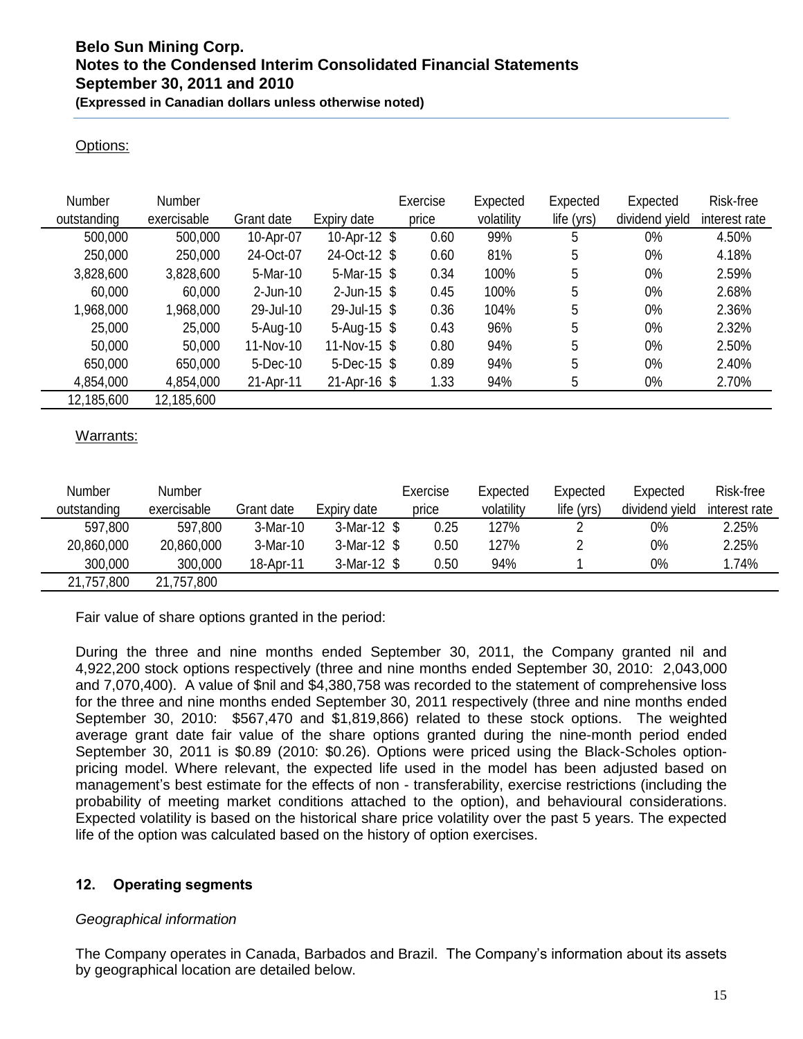Options:

| Number outstanding | Number exercisable | Grant date | Expiry date | Exercise price | Expected volatility | Expected life (yrs) | Expected dividend yield | Risk-free interest rate |
|---|---|---|---|---|---|---|---|---|
| 500,000 | 500,000 | 10-Apr-07 | 10-Apr-12 | $ 0.60 | 99% | 5 | 0% | 4.50% |
| 250,000 | 250,000 | 24-Oct-07 | 24-Oct-12 | $ 0.60 | 81% | 5 | 0% | 4.18% |
| 3,828,600 | 3,828,600 | 5-Mar-10 | 5-Mar-15 | $ 0.34 | 100% | 5 | 0% | 2.59% |
| 60,000 | 60,000 | 2-Jun-10 | 2-Jun-15 | $ 0.45 | 100% | 5 | 0% | 2.68% |
| 1,968,000 | 1,968,000 | 29-Jul-10 | 29-Jul-15 | $ 0.36 | 104% | 5 | 0% | 2.36% |
| 25,000 | 25,000 | 5-Aug-10 | 5-Aug-15 | $ 0.43 | 96% | 5 | 0% | 2.32% |
| 50,000 | 50,000 | 11-Nov-10 | 11-Nov-15 | $ 0.80 | 94% | 5 | 0% | 2.50% |
| 650,000 | 650,000 | 5-Dec-10 | 5-Dec-15 | $ 0.89 | 94% | 5 | 0% | 2.40% |
| 4,854,000 | 4,854,000 | 21-Apr-11 | 21-Apr-16 | $ 1.33 | 94% | 5 | 0% | 2.70% |
| 12,185,600 | 12,185,600 | | | | | | | |

Warrants:

| Number outstanding | Number exercisable | Grant date | Expiry date | Exercise price | Expected volatility | Expected life (yrs) | Expected dividend yield | Risk-free interest rate |
|---|---|---|---|---|---|---|---|---|
| 597,800 | 597,800 | 3-Mar-10 | 3-Mar-12 | $ 0.25 | 127% | 2 | 0% | 2.25% |
| 20,860,000 | 20,860,000 | 3-Mar-10 | 3-Mar-12 | $ 0.50 | 127% | 2 | 0% | 2.25% |
| 300,000 | 300,000 | 18-Apr-11 | 3-Mar-12 | $ 0.50 | 94% | 1 | 0% | 1.74% |
| 21,757,800 | 21,757,800 | | | | | | | |

Fair value of share options granted in the period:

During the three and nine months ended September 30, 2011, the Company granted nil and 4,922,200 stock options respectively (three and nine months ended September 30, 2010: 2,043,000 and 7,070,400). A value of $nil and $4,380,758 was recorded to the statement of comprehensive loss for the three and nine months ended September 30, 2011 respectively (three and nine months ended September 30, 2010: $567,470 and $1,819,866) related to these stock options. The weighted average grant date fair value of the share options granted during the nine-month period ended September 30, 2011 is $0.89 (2010: $0.26). Options were priced using the Black-Scholes option-pricing model. Where relevant, the expected life used in the model has been adjusted based on management's best estimate for the effects of non - transferability, exercise restrictions (including the probability of meeting market conditions attached to the option), and behavioural considerations. Expected volatility is based on the historical share price volatility over the past 5 years. The expected life of the option was calculated based on the history of option exercises.

## 12. Operating segments

*Geographical information*

The Company operates in Canada, Barbados and Brazil. The Company's information about its assets by geographical location are detailed below.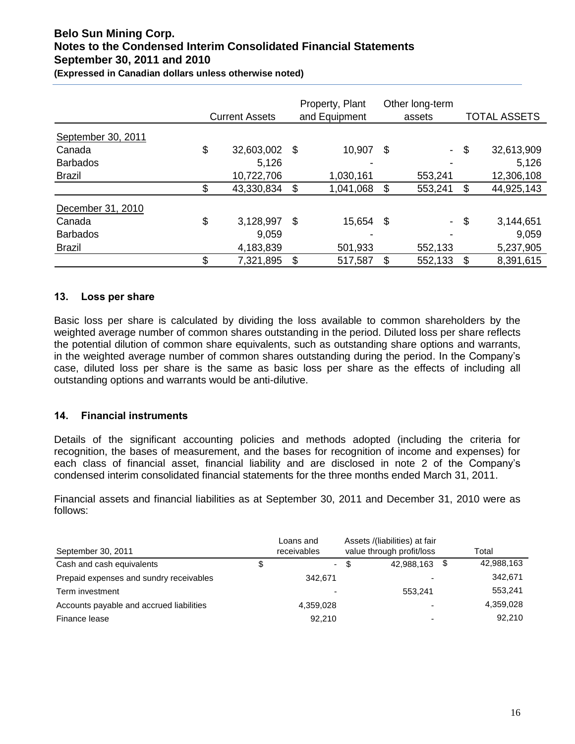|  | Current Assets | Property, Plant and Equipment | Other long-term assets | TOTAL ASSETS |
|---|---|---|---|---|
| September 30, 2011 | | | | |
| Canada | $ 32,603,002 | $ 10,907 | $ - | $ 32,613,909 |
| Barbados | 5,126 | - | - | 5,126 |
| Brazil | 10,722,706 | 1,030,161 | 553,241 | 12,306,108 |
|  | $ 43,330,834 | $ 1,041,068 | $ 553,241 | $ 44,925,143 |
| December 31, 2010 | | | | |
| Canada | $ 3,128,997 | $ 15,654 | $ - | $ 3,144,651 |
| Barbados | 9,059 | - | - | 9,059 |
| Brazil | 4,183,839 | 501,933 | 552,133 | 5,237,905 |
|  | $ 7,321,895 | $ 517,587 | $ 552,133 | $ 8,391,615 |

### 13. Loss per share

Basic loss per share is calculated by dividing the loss available to common shareholders by the weighted average number of common shares outstanding in the period. Diluted loss per share reflects the potential dilution of common share equivalents, such as outstanding share options and warrants, in the weighted average number of common shares outstanding during the period. In the Company's case, diluted loss per share is the same as basic loss per share as the effects of including all outstanding options and warrants would be anti-dilutive.

### 14. Financial instruments

Details of the significant accounting policies and methods adopted (including the criteria for recognition, the bases of measurement, and the bases for recognition of income and expenses) for each class of financial asset, financial liability and are disclosed in note 2 of the Company's condensed interim consolidated financial statements for the three months ended March 31, 2011.

Financial assets and financial liabilities as at September 30, 2011 and December 31, 2010 were as follows:

| September 30, 2011 | Loans and receivables | Assets /(liabilities) at fair value through profit/loss | Total |
|---|---|---|---|
| Cash and cash equivalents | $ - | $ 42,988,163 | $ 42,988,163 |
| Prepaid expenses and sundry receivables | 342,671 | - | 342,671 |
| Term investment | - | 553,241 | 553,241 |
| Accounts payable and accrued liabilities | 4,359,028 | - | 4,359,028 |
| Finance lease | 92,210 | - | 92,210 |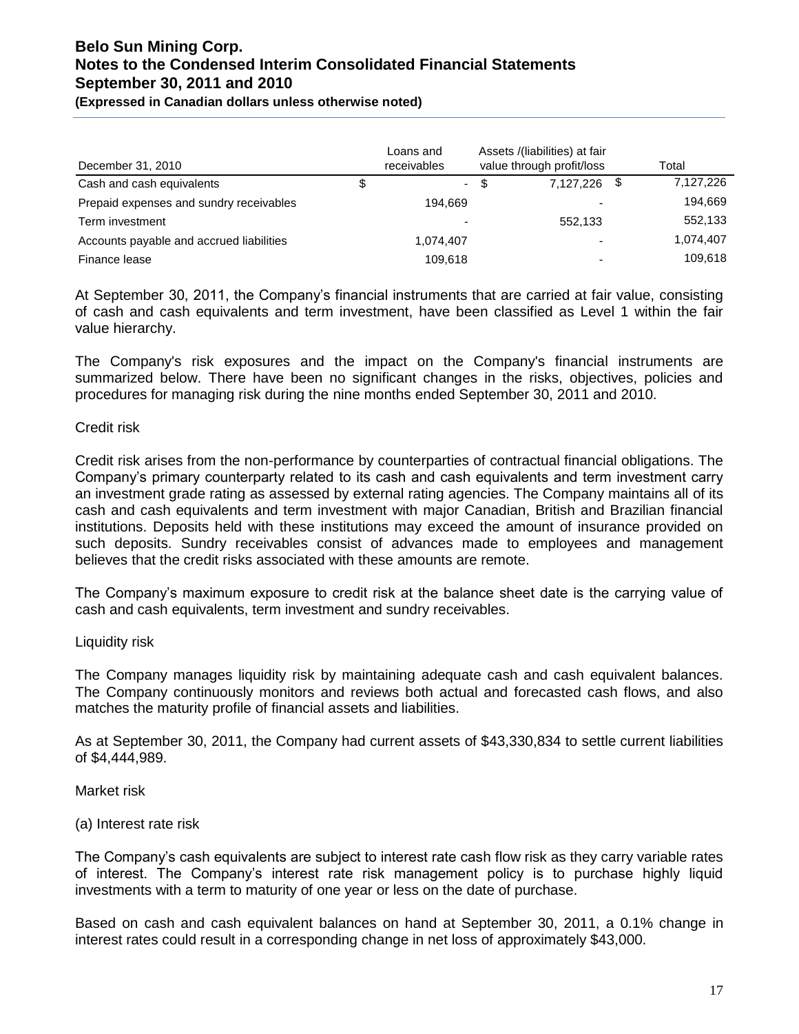| December 31, 2010 | Loans and receivables | Assets /(liabilities) at fair value through profit/loss | Total |
|---|---|---|---|
| Cash and cash equivalents | $ - | $ 7,127,226 | $ 7,127,226 |
| Prepaid expenses and sundry receivables | 194,669 | - | 194,669 |
| Term investment | - | 552,133 | 552,133 |
| Accounts payable and accrued liabilities | 1,074,407 | - | 1,074,407 |
| Finance lease | 109,618 | - | 109,618 |

At September 30, 2011, the Company's financial instruments that are carried at fair value, consisting of cash and cash equivalents and term investment, have been classified as Level 1 within the fair value hierarchy.

The Company's risk exposures and the impact on the Company's financial instruments are summarized below. There have been no significant changes in the risks, objectives, policies and procedures for managing risk during the nine months ended September 30, 2011 and 2010.

Credit risk

Credit risk arises from the non-performance by counterparties of contractual financial obligations. The Company's primary counterparty related to its cash and cash equivalents and term investment carry an investment grade rating as assessed by external rating agencies. The Company maintains all of its cash and cash equivalents and term investment with major Canadian, British and Brazilian financial institutions. Deposits held with these institutions may exceed the amount of insurance provided on such deposits. Sundry receivables consist of advances made to employees and management believes that the credit risks associated with these amounts are remote.

The Company's maximum exposure to credit risk at the balance sheet date is the carrying value of cash and cash equivalents, term investment and sundry receivables.

Liquidity risk

The Company manages liquidity risk by maintaining adequate cash and cash equivalent balances. The Company continuously monitors and reviews both actual and forecasted cash flows, and also matches the maturity profile of financial assets and liabilities.

As at September 30, 2011, the Company had current assets of $43,330,834 to settle current liabilities of $4,444,989.

Market risk

(a) Interest rate risk

The Company's cash equivalents are subject to interest rate cash flow risk as they carry variable rates of interest. The Company's interest rate risk management policy is to purchase highly liquid investments with a term to maturity of one year or less on the date of purchase.

Based on cash and cash equivalent balances on hand at September 30, 2011, a 0.1% change in interest rates could result in a corresponding change in net loss of approximately $43,000.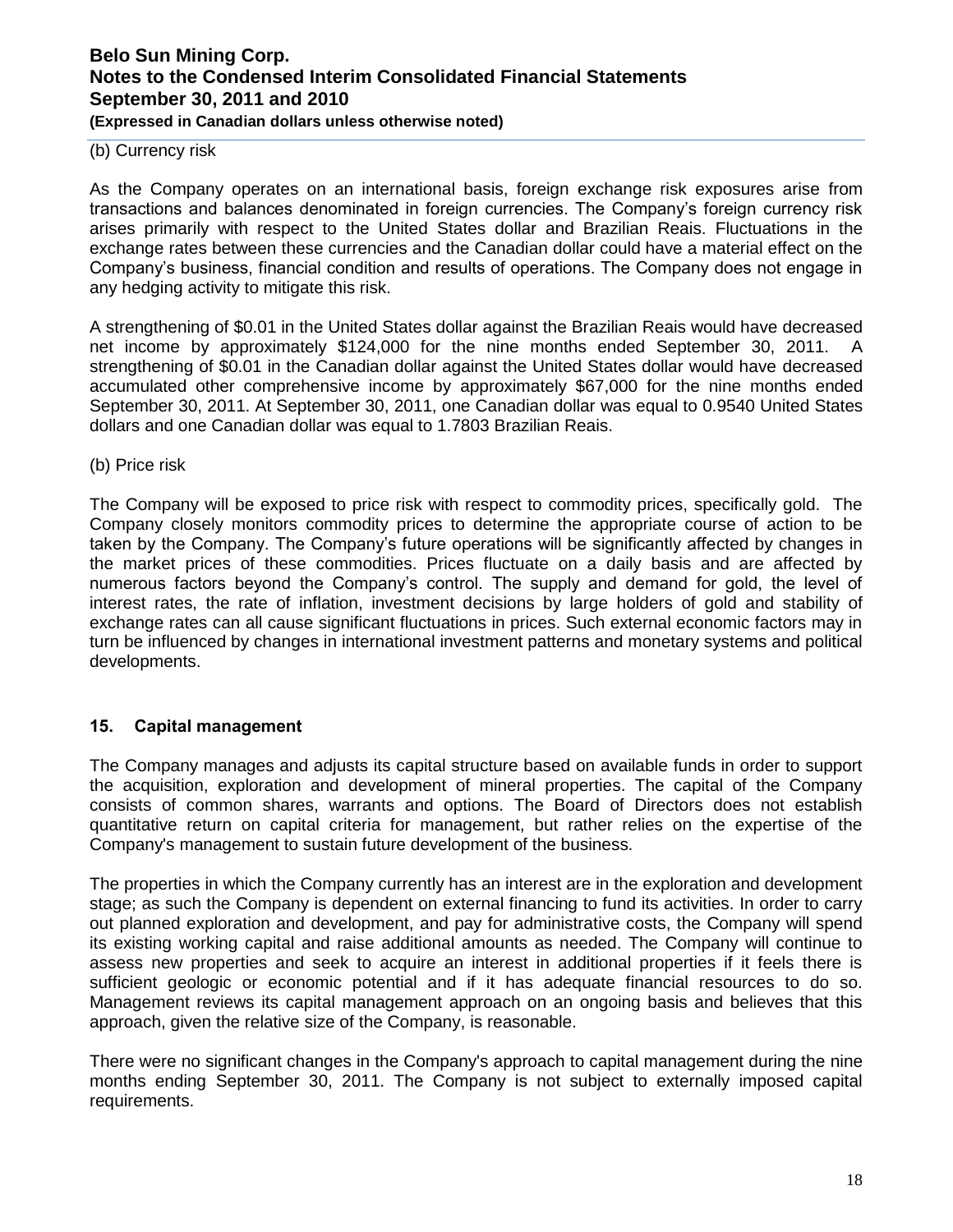(b) Currency risk

As the Company operates on an international basis, foreign exchange risk exposures arise from transactions and balances denominated in foreign currencies. The Company's foreign currency risk arises primarily with respect to the United States dollar and Brazilian Reais. Fluctuations in the exchange rates between these currencies and the Canadian dollar could have a material effect on the Company's business, financial condition and results of operations. The Company does not engage in any hedging activity to mitigate this risk.

A strengthening of $0.01 in the United States dollar against the Brazilian Reais would have decreased net income by approximately $124,000 for the nine months ended September 30, 2011. A strengthening of $0.01 in the Canadian dollar against the United States dollar would have decreased accumulated other comprehensive income by approximately $67,000 for the nine months ended September 30, 2011. At September 30, 2011, one Canadian dollar was equal to 0.9540 United States dollars and one Canadian dollar was equal to 1.7803 Brazilian Reais.

(b) Price risk

The Company will be exposed to price risk with respect to commodity prices, specifically gold. The Company closely monitors commodity prices to determine the appropriate course of action to be taken by the Company. The Company's future operations will be significantly affected by changes in the market prices of these commodities. Prices fluctuate on a daily basis and are affected by numerous factors beyond the Company's control. The supply and demand for gold, the level of interest rates, the rate of inflation, investment decisions by large holders of gold and stability of exchange rates can all cause significant fluctuations in prices. Such external economic factors may in turn be influenced by changes in international investment patterns and monetary systems and political developments.

## 15. Capital management

The Company manages and adjusts its capital structure based on available funds in order to support the acquisition, exploration and development of mineral properties. The capital of the Company consists of common shares, warrants and options. The Board of Directors does not establish quantitative return on capital criteria for management, but rather relies on the expertise of the Company's management to sustain future development of the business.

The properties in which the Company currently has an interest are in the exploration and development stage; as such the Company is dependent on external financing to fund its activities. In order to carry out planned exploration and development, and pay for administrative costs, the Company will spend its existing working capital and raise additional amounts as needed. The Company will continue to assess new properties and seek to acquire an interest in additional properties if it feels there is sufficient geologic or economic potential and if it has adequate financial resources to do so. Management reviews its capital management approach on an ongoing basis and believes that this approach, given the relative size of the Company, is reasonable.

There were no significant changes in the Company's approach to capital management during the nine months ending September 30, 2011. The Company is not subject to externally imposed capital requirements.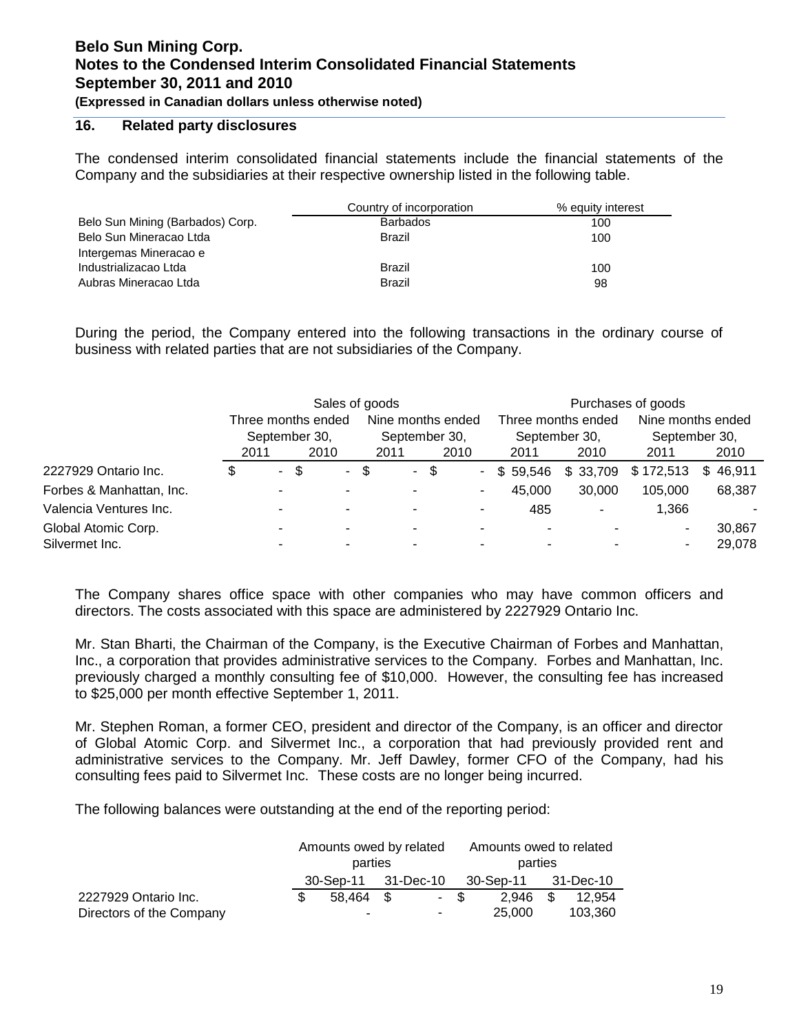## 16. Related party disclosures

The condensed interim consolidated financial statements include the financial statements of the Company and the subsidiaries at their respective ownership listed in the following table.

| | Country of incorporation | % equity interest |
|---|---|---|
| Belo Sun Mining (Barbados) Corp. | Barbados | 100 |
| Belo Sun Mineracao Ltda | Brazil | 100 |
| Intergemas Mineracao e Industrializacao Ltda | Brazil | 100 |
| Aubras Mineracao Ltda | Brazil | 98 |

During the period, the Company entered into the following transactions in the ordinary course of business with related parties that are not subsidiaries of the Company.

| | Sales of goods | | | | Purchases of goods | | | |
|---|---|---|---|---|---|---|---|---|
| | Three months ended September 30, | | Nine months ended September 30, | | Three months ended September 30, | | Nine months ended September 30, | |
| | 2011 | 2010 | 2011 | 2010 | 2011 | 2010 | 2011 | 2010 |
| 2227929 Ontario Inc. | $ - | $ - | $ - | $ - | $ 59,546 | $ 33,709 | $ 172,513 | $ 46,911 |
| Forbes & Manhattan, Inc. | - | - | - | - | 45,000 | 30,000 | 105,000 | 68,387 |
| Valencia Ventures Inc. | - | - | - | - | 485 | - | 1,366 | - |
| Global Atomic Corp. | - | - | - | - | - | - | - | 30,867 |
| Silvermet Inc. | - | - | - | - | - | - | - | 29,078 |

The Company shares office space with other companies who may have common officers and directors. The costs associated with this space are administered by 2227929 Ontario Inc.

Mr. Stan Bharti, the Chairman of the Company, is the Executive Chairman of Forbes and Manhattan, Inc., a corporation that provides administrative services to the Company. Forbes and Manhattan, Inc. previously charged a monthly consulting fee of $10,000. However, the consulting fee has increased to $25,000 per month effective September 1, 2011.

Mr. Stephen Roman, a former CEO, president and director of the Company, is an officer and director of Global Atomic Corp. and Silvermet Inc., a corporation that had previously provided rent and administrative services to the Company. Mr. Jeff Dawley, former CFO of the Company, had his consulting fees paid to Silvermet Inc. These costs are no longer being incurred.

The following balances were outstanding at the end of the reporting period:

| | Amounts owed by related parties | | Amounts owed to related parties | |
|---|---|---|---|---|
| | 30-Sep-11 | 31-Dec-10 | 30-Sep-11 | 31-Dec-10 |
| 2227929 Ontario Inc. | $ 58,464 | $ - | $ 2,946 | $ 12,954 |
| Directors of the Company | - | - | 25,000 | 103,360 |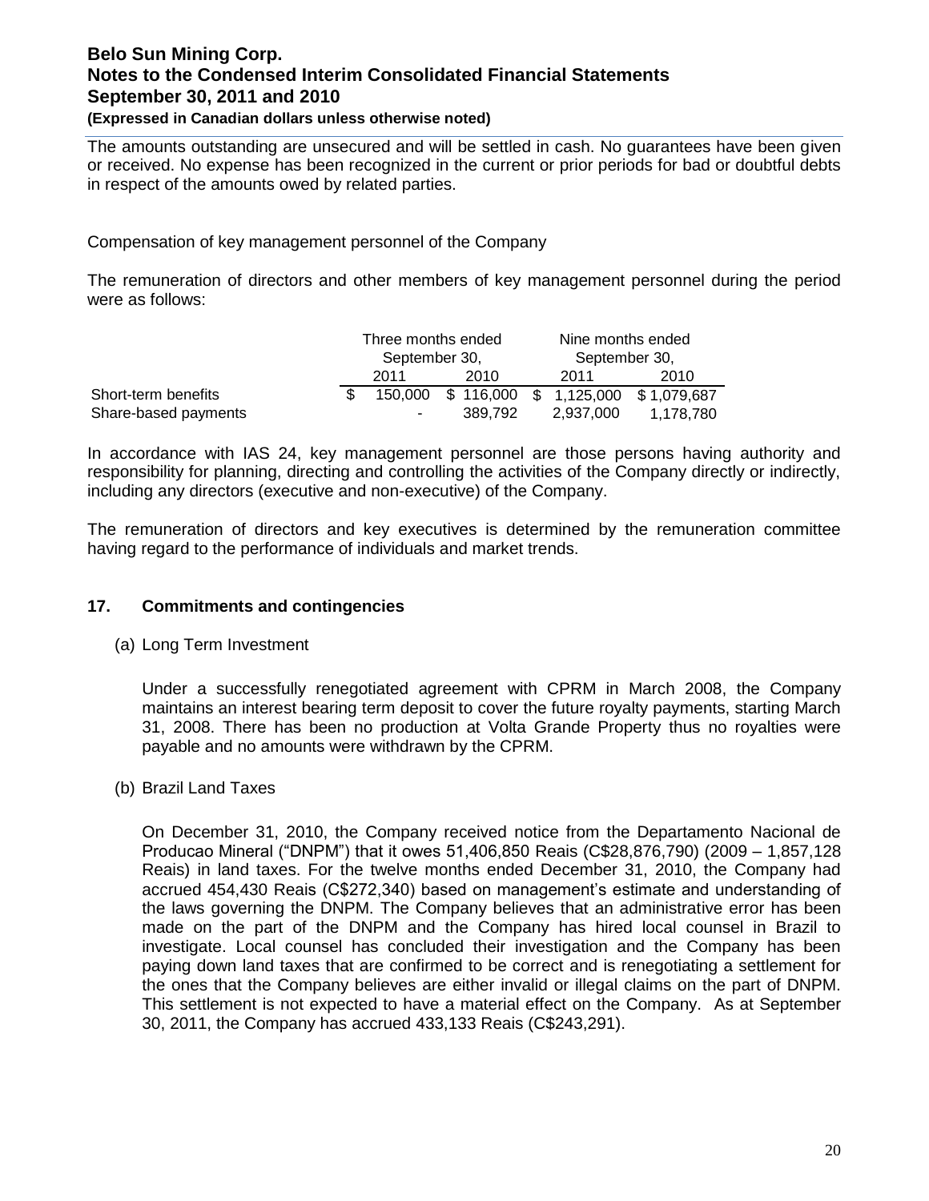The amounts outstanding are unsecured and will be settled in cash. No guarantees have been given or received. No expense has been recognized in the current or prior periods for bad or doubtful debts in respect of the amounts owed by related parties.

Compensation of key management personnel of the Company

The remuneration of directors and other members of key management personnel during the period were as follows:

| | Three months ended September 30, | | Nine months ended September 30, | |
|---|---|---|---|---|
| | 2011 | 2010 | 2011 | 2010 |
| Short-term benefits | $ 150,000 | $ 116,000 | $ 1,125,000 | $ 1,079,687 |
| Share-based payments | - | 389,792 | 2,937,000 | 1,178,780 |

In accordance with IAS 24, key management personnel are those persons having authority and responsibility for planning, directing and controlling the activities of the Company directly or indirectly, including any directors (executive and non-executive) of the Company.

The remuneration of directors and key executives is determined by the remuneration committee having regard to the performance of individuals and market trends.

## 17. Commitments and contingencies

(a) Long Term Investment

Under a successfully renegotiated agreement with CPRM in March 2008, the Company maintains an interest bearing term deposit to cover the future royalty payments, starting March 31, 2008. There has been no production at Volta Grande Property thus no royalties were payable and no amounts were withdrawn by the CPRM.

(b) Brazil Land Taxes

On December 31, 2010, the Company received notice from the Departamento Nacional de Producao Mineral ("DNPM") that it owes 51,406,850 Reais (C$28,876,790) (2009 – 1,857,128 Reais) in land taxes. For the twelve months ended December 31, 2010, the Company had accrued 454,430 Reais (C$272,340) based on management's estimate and understanding of the laws governing the DNPM. The Company believes that an administrative error has been made on the part of the DNPM and the Company has hired local counsel in Brazil to investigate. Local counsel has concluded their investigation and the Company has been paying down land taxes that are confirmed to be correct and is renegotiating a settlement for the ones that the Company believes are either invalid or illegal claims on the part of DNPM. This settlement is not expected to have a material effect on the Company. As at September 30, 2011, the Company has accrued 433,133 Reais (C$243,291).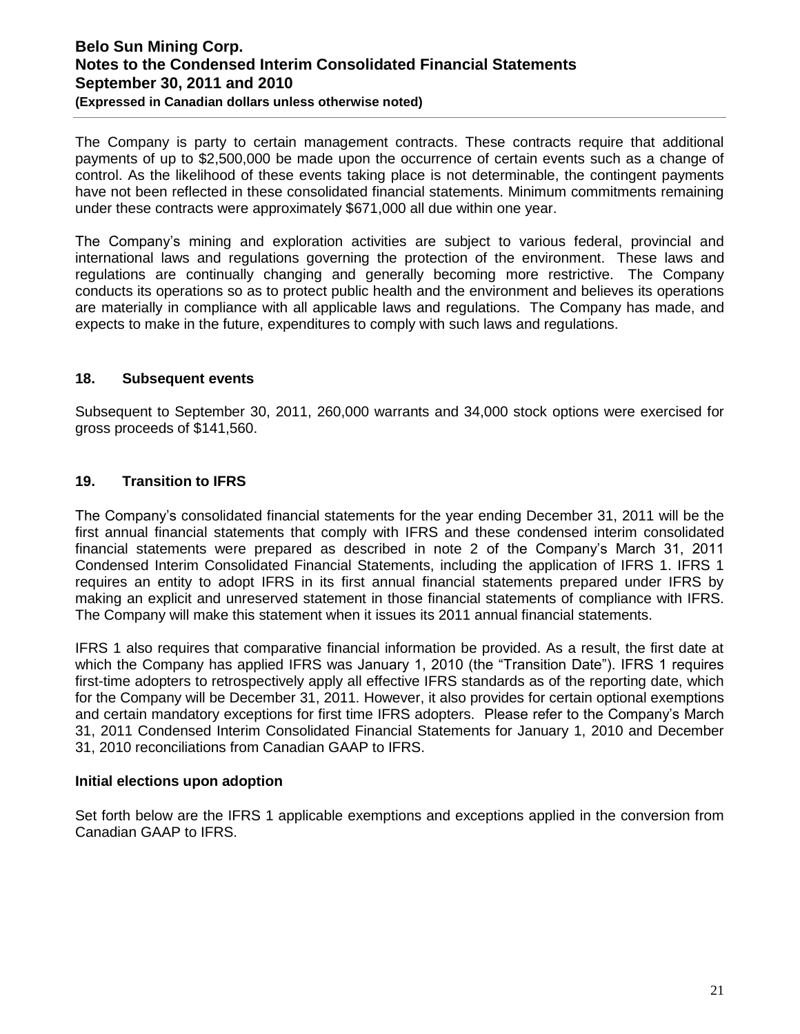The Company is party to certain management contracts. These contracts require that additional payments of up to $2,500,000 be made upon the occurrence of certain events such as a change of control. As the likelihood of these events taking place is not determinable, the contingent payments have not been reflected in these consolidated financial statements. Minimum commitments remaining under these contracts were approximately $671,000 all due within one year.

The Company's mining and exploration activities are subject to various federal, provincial and international laws and regulations governing the protection of the environment. These laws and regulations are continually changing and generally becoming more restrictive. The Company conducts its operations so as to protect public health and the environment and believes its operations are materially in compliance with all applicable laws and regulations. The Company has made, and expects to make in the future, expenditures to comply with such laws and regulations.

## 18. Subsequent events

Subsequent to September 30, 2011, 260,000 warrants and 34,000 stock options were exercised for gross proceeds of $141,560.

## 19. Transition to IFRS

The Company's consolidated financial statements for the year ending December 31, 2011 will be the first annual financial statements that comply with IFRS and these condensed interim consolidated financial statements were prepared as described in note 2 of the Company's March 31, 2011 Condensed Interim Consolidated Financial Statements, including the application of IFRS 1. IFRS 1 requires an entity to adopt IFRS in its first annual financial statements prepared under IFRS by making an explicit and unreserved statement in those financial statements of compliance with IFRS. The Company will make this statement when it issues its 2011 annual financial statements.

IFRS 1 also requires that comparative financial information be provided. As a result, the first date at which the Company has applied IFRS was January 1, 2010 (the "Transition Date"). IFRS 1 requires first-time adopters to retrospectively apply all effective IFRS standards as of the reporting date, which for the Company will be December 31, 2011. However, it also provides for certain optional exemptions and certain mandatory exceptions for first time IFRS adopters. Please refer to the Company's March 31, 2011 Condensed Interim Consolidated Financial Statements for January 1, 2010 and December 31, 2010 reconciliations from Canadian GAAP to IFRS.

### Initial elections upon adoption

Set forth below are the IFRS 1 applicable exemptions and exceptions applied in the conversion from Canadian GAAP to IFRS.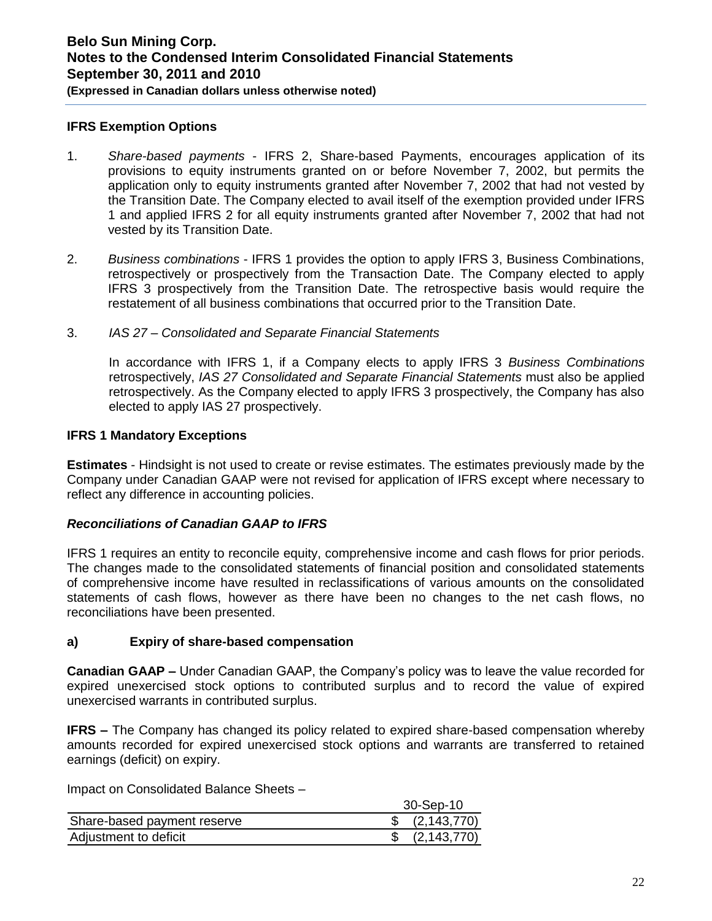### IFRS Exemption Options

1. *Share-based payments* - IFRS 2, Share-based Payments, encourages application of its provisions to equity instruments granted on or before November 7, 2002, but permits the application only to equity instruments granted after November 7, 2002 that had not vested by the Transition Date. The Company elected to avail itself of the exemption provided under IFRS 1 and applied IFRS 2 for all equity instruments granted after November 7, 2002 that had not vested by its Transition Date.

2. *Business combinations* - IFRS 1 provides the option to apply IFRS 3, Business Combinations, retrospectively or prospectively from the Transaction Date. The Company elected to apply IFRS 3 prospectively from the Transition Date. The retrospective basis would require the restatement of all business combinations that occurred prior to the Transition Date.

3. *IAS 27 – Consolidated and Separate Financial Statements*

   In accordance with IFRS 1, if a Company elects to apply IFRS 3 *Business Combinations* retrospectively, *IAS 27 Consolidated and Separate Financial Statements* must also be applied retrospectively. As the Company elected to apply IFRS 3 prospectively, the Company has also elected to apply IAS 27 prospectively.

### IFRS 1 Mandatory Exceptions

**Estimates** - Hindsight is not used to create or revise estimates. The estimates previously made by the Company under Canadian GAAP were not revised for application of IFRS except where necessary to reflect any difference in accounting policies.

### *Reconciliations of Canadian GAAP to IFRS*

IFRS 1 requires an entity to reconcile equity, comprehensive income and cash flows for prior periods. The changes made to the consolidated statements of financial position and consolidated statements of comprehensive income have resulted in reclassifications of various amounts on the consolidated statements of cash flows, however as there have been no changes to the net cash flows, no reconciliations have been presented.

### a) Expiry of share-based compensation

**Canadian GAAP –** Under Canadian GAAP, the Company's policy was to leave the value recorded for expired unexercised stock options to contributed surplus and to record the value of expired unexercised warrants in contributed surplus.

**IFRS –** The Company has changed its policy related to expired share-based compensation whereby amounts recorded for expired unexercised stock options and warrants are transferred to retained earnings (deficit) on expiry.

Impact on Consolidated Balance Sheets –

| | 30-Sep-10 |
|---|---|
| Share-based payment reserve | $ (2,143,770) |
| Adjustment to deficit | $ (2,143,770) |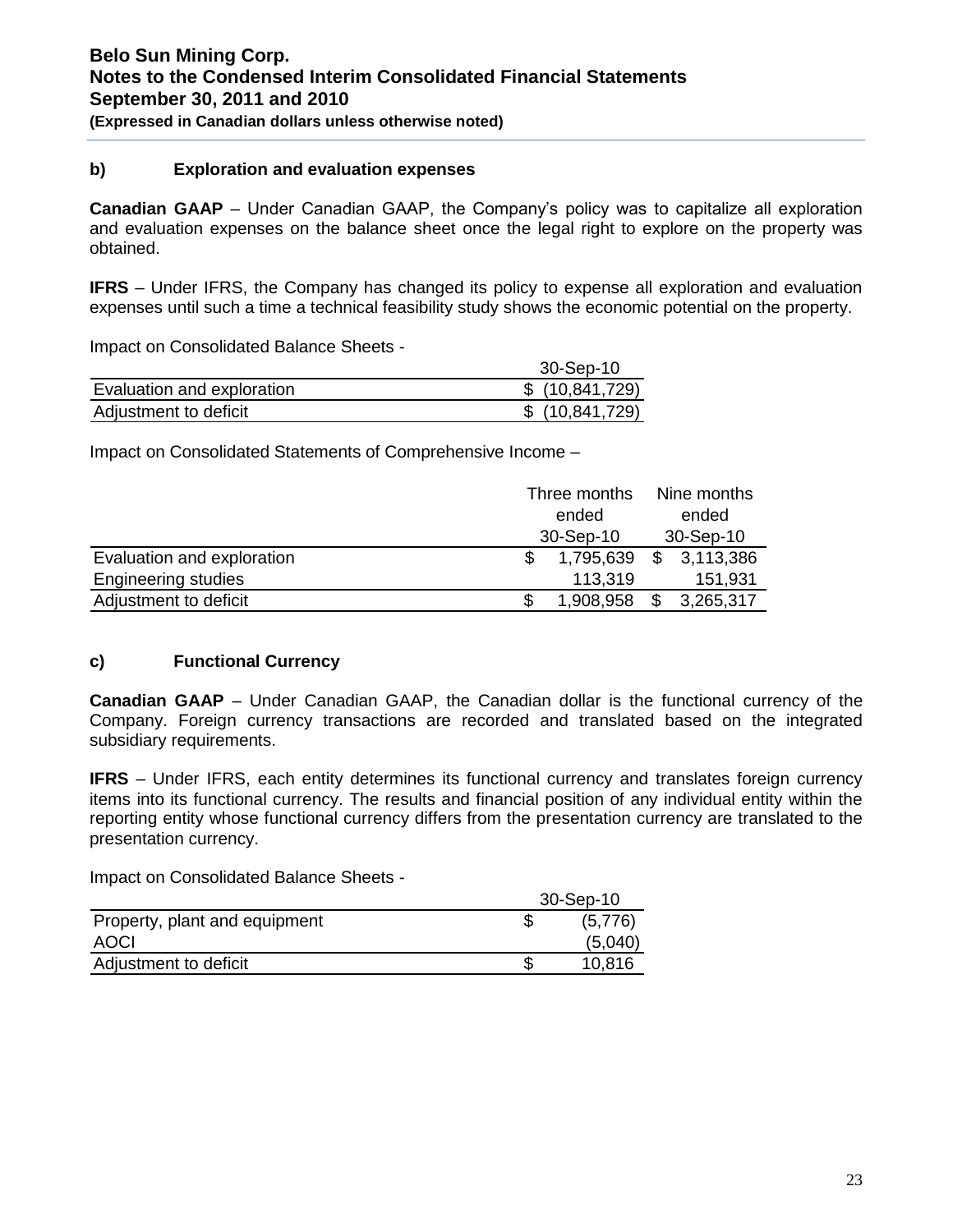#### b) Exploration and evaluation expenses

**Canadian GAAP** – Under Canadian GAAP, the Company's policy was to capitalize all exploration and evaluation expenses on the balance sheet once the legal right to explore on the property was obtained.

**IFRS** – Under IFRS, the Company has changed its policy to expense all exploration and evaluation expenses until such a time a technical feasibility study shows the economic potential on the property.

Impact on Consolidated Balance Sheets -

| | 30-Sep-10 |
|---|---|
| Evaluation and exploration | $ (10,841,729) |
| Adjustment to deficit | $ (10,841,729) |

Impact on Consolidated Statements of Comprehensive Income –

| | Three months ended 30-Sep-10 | Nine months ended 30-Sep-10 |
|---|---|---|
| Evaluation and exploration | $ 1,795,639 | $ 3,113,386 |
| Engineering studies | 113,319 | 151,931 |
| Adjustment to deficit | $ 1,908,958 | $ 3,265,317 |

#### c) Functional Currency

**Canadian GAAP** – Under Canadian GAAP, the Canadian dollar is the functional currency of the Company. Foreign currency transactions are recorded and translated based on the integrated subsidiary requirements.

**IFRS** – Under IFRS, each entity determines its functional currency and translates foreign currency items into its functional currency. The results and financial position of any individual entity within the reporting entity whose functional currency differs from the presentation currency are translated to the presentation currency.

Impact on Consolidated Balance Sheets -

| | 30-Sep-10 |
|---|---|
| Property, plant and equipment | $ (5,776) |
| AOCI | (5,040) |
| Adjustment to deficit | $ 10,816 |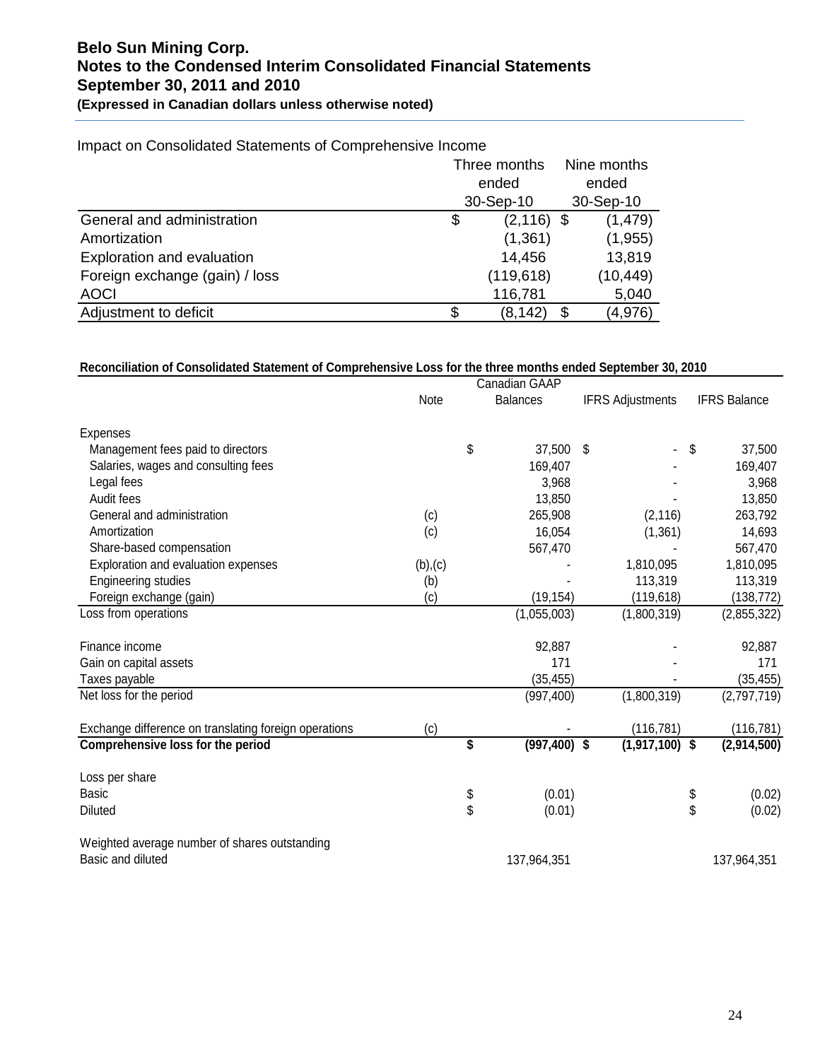Impact on Consolidated Statements of Comprehensive Income

| | Three months ended 30-Sep-10 | Nine months ended 30-Sep-10 |
|---|---|---|
| General and administration | $ (2,116) | $ (1,479) |
| Amortization | (1,361) | (1,955) |
| Exploration and evaluation | 14,456 | 13,819 |
| Foreign exchange (gain) / loss | (119,618) | (10,449) |
| AOCI | 116,781 | 5,040 |
| Adjustment to deficit | $ (8,142) | $ (4,976) |

**Reconciliation of Consolidated Statement of Comprehensive Loss for the three months ended September 30, 2010**

| | Note | Canadian GAAP Balances | IFRS Adjustments | IFRS Balance |
|---|---|---|---|---|
| Expenses | | | | |
| Management fees paid to directors | | $ 37,500 | $ - | $ 37,500 |
| Salaries, wages and consulting fees | | 169,407 | - | 169,407 |
| Legal fees | | 3,968 | - | 3,968 |
| Audit fees | | 13,850 | - | 13,850 |
| General and administration | (c) | 265,908 | (2,116) | 263,792 |
| Amortization | (c) | 16,054 | (1,361) | 14,693 |
| Share-based compensation | | 567,470 | - | 567,470 |
| Exploration and evaluation expenses | (b),(c) | - | 1,810,095 | 1,810,095 |
| Engineering studies | (b) | - | 113,319 | 113,319 |
| Foreign exchange (gain) | (c) | (19,154) | (119,618) | (138,772) |
| Loss from operations | | (1,055,003) | (1,800,319) | (2,855,322) |
| | | | | |
| Finance income | | 92,887 | - | 92,887 |
| Gain on capital assets | | 171 | - | 171 |
| Taxes payable | | (35,455) | - | (35,455) |
| Net loss for the period | | (997,400) | (1,800,319) | (2,797,719) |
| | | | | |
| Exchange difference on translating foreign operations | (c) | - | (116,781) | (116,781) |
| **Comprehensive loss for the period** | | **$ (997,400)** | **$ (1,917,100)** | **$ (2,914,500)** |
| | | | | |
| Loss per share | | | | |
| Basic | | $ (0.01) | | $ (0.02) |
| Diluted | | $ (0.01) | | $ (0.02) |
| | | | | |
| Weighted average number of shares outstanding | | | | |
| Basic and diluted | | 137,964,351 | | 137,964,351 |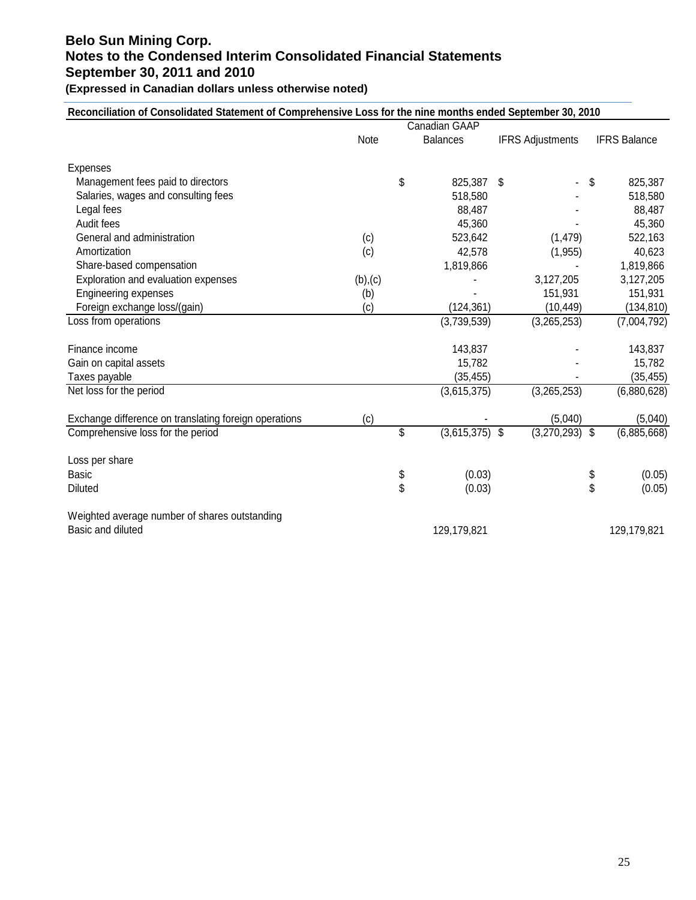# Belo Sun Mining Corp.
# Notes to the Condensed Interim Consolidated Financial Statements
# September 30, 2011 and 2010
**(Expressed in Canadian dollars unless otherwise noted)**

**Reconciliation of Consolidated Statement of Comprehensive Loss for the nine months ended September 30, 2010**

| | Note | Canadian GAAP Balances | IFRS Adjustments | IFRS Balance |
|---|---|---|---|---|
| Expenses | | | | |
| Management fees paid to directors | | $ 825,387 | $ - | $ 825,387 |
| Salaries, wages and consulting fees | | 518,580 | - | 518,580 |
| Legal fees | | 88,487 | - | 88,487 |
| Audit fees | | 45,360 | - | 45,360 |
| General and administration | (c) | 523,642 | (1,479) | 522,163 |
| Amortization | (c) | 42,578 | (1,955) | 40,623 |
| Share-based compensation | | 1,819,866 | - | 1,819,866 |
| Exploration and evaluation expenses | (b),(c) | - | 3,127,205 | 3,127,205 |
| Engineering expenses | (b) | - | 151,931 | 151,931 |
| Foreign exchange loss/(gain) | (c) | (124,361) | (10,449) | (134,810) |
| Loss from operations | | (3,739,539) | (3,265,253) | (7,004,792) |
| Finance income | | 143,837 | - | 143,837 |
| Gain on capital assets | | 15,782 | - | 15,782 |
| Taxes payable | | (35,455) | - | (35,455) |
| Net loss for the period | | (3,615,375) | (3,265,253) | (6,880,628) |
| Exchange difference on translating foreign operations | (c) | - | (5,040) | (5,040) |
| Comprehensive loss for the period | | $ (3,615,375) | $ (3,270,293) | $ (6,885,668) |
| Loss per share | | | | |
| Basic | | $ (0.03) | | $ (0.05) |
| Diluted | | $ (0.03) | | $ (0.05) |
| Weighted average number of shares outstanding | | | | |
| Basic and diluted | | 129,179,821 | | 129,179,821 |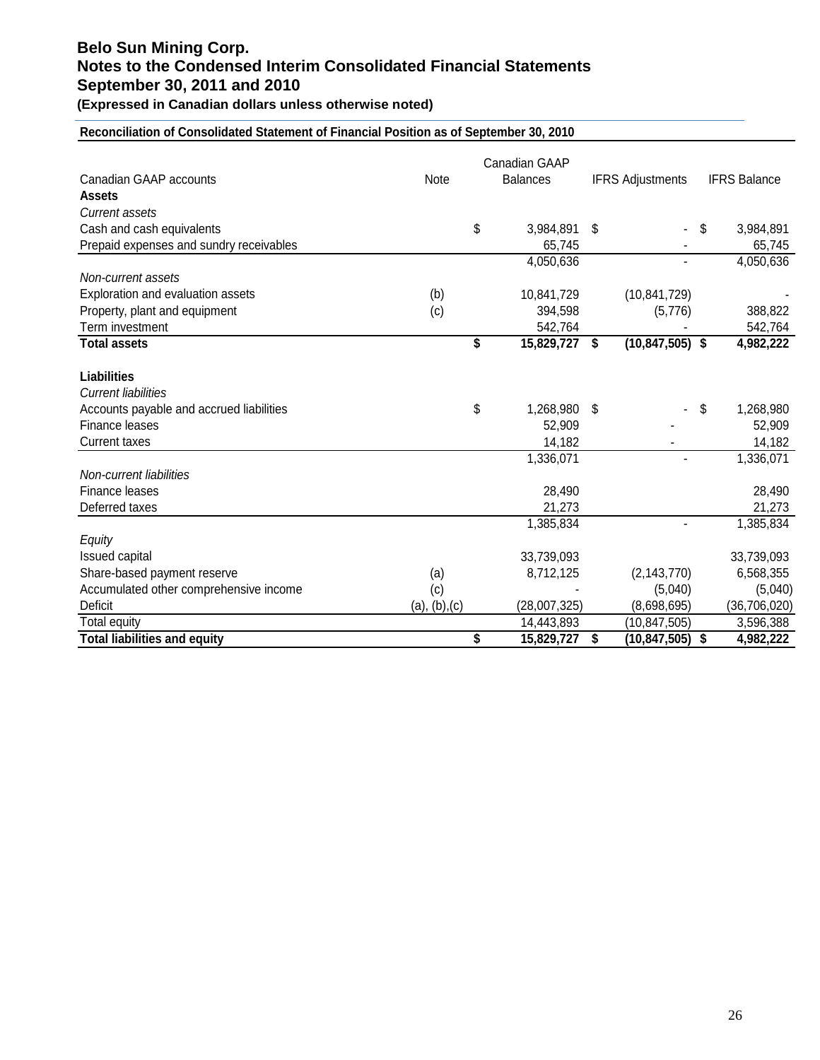# Belo Sun Mining Corp.
# Notes to the Condensed Interim Consolidated Financial Statements
# September 30, 2011 and 2010
### (Expressed in Canadian dollars unless otherwise noted)

**Reconciliation of Consolidated Statement of Financial Position as of September 30, 2010**

| Canadian GAAP accounts | Note | Canadian GAAP Balances | IFRS Adjustments | IFRS Balance |
|---|---|---|---|---|
| **Assets** | | | | |
| *Current assets* | | | | |
| Cash and cash equivalents | | $ 3,984,891 | $ - | $ 3,984,891 |
| Prepaid expenses and sundry receivables | | 65,745 | - | 65,745 |
| | | 4,050,636 | - | 4,050,636 |
| *Non-current assets* | | | | |
| Exploration and evaluation assets | (b) | 10,841,729 | (10,841,729) | - |
| Property, plant and equipment | (c) | 394,598 | (5,776) | 388,822 |
| Term investment | | 542,764 | - | 542,764 |
| **Total assets** | | **$ 15,829,727** | **$ (10,847,505)** | **$ 4,982,222** |
| | | | | |
| **Liabilities** | | | | |
| *Current liabilities* | | | | |
| Accounts payable and accrued liabilities | | $ 1,268,980 | $ - | $ 1,268,980 |
| Finance leases | | 52,909 | - | 52,909 |
| Current taxes | | 14,182 | - | 14,182 |
| | | 1,336,071 | - | 1,336,071 |
| *Non-current liabilities* | | | | |
| Finance leases | | 28,490 | | 28,490 |
| Deferred taxes | | 21,273 | | 21,273 |
| | | 1,385,834 | - | 1,385,834 |
| *Equity* | | | | |
| Issued capital | | 33,739,093 | | 33,739,093 |
| Share-based payment reserve | (a) | 8,712,125 | (2,143,770) | 6,568,355 |
| Accumulated other comprehensive income | (c) | - | (5,040) | (5,040) |
| Deficit | (a), (b),(c) | (28,007,325) | (8,698,695) | (36,706,020) |
| Total equity | | 14,443,893 | (10,847,505) | 3,596,388 |
| **Total liabilities and equity** | | **$ 15,829,727** | **$ (10,847,505)** | **$ 4,982,222** |